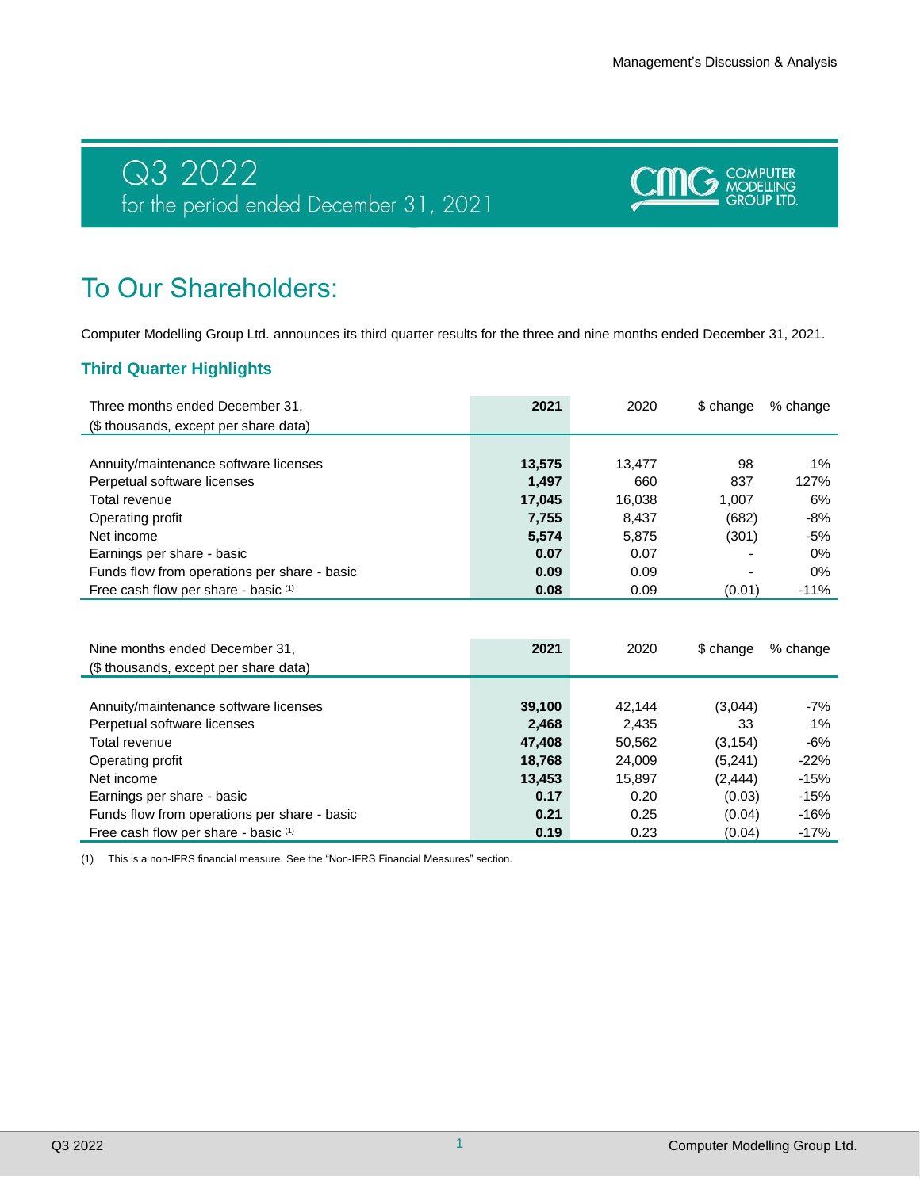# Q3 2022

for the period ended December 31, 2021

## To Our Shareholders:

Computer Modelling Group Ltd. announces its third quarter results for the three and nine months ended December 31, 2021.

### Third Quarter Highlights

| Three months ended December 31, ($ thousands, except per share data) | **2021** | 2020 | $ change | % change |
|---|---|---|---|---|
| Annuity/maintenance software licenses | **13,575** | 13,477 | 98 | 1% |
| Perpetual software licenses | **1,497** | 660 | 837 | 127% |
| Total revenue | **17,045** | 16,038 | 1,007 | 6% |
| Operating profit | **7,755** | 8,437 | (682) | -8% |
| Net income | **5,574** | 5,875 | (301) | -5% |
| Earnings per share - basic | **0.07** | 0.07 | - | 0% |
| Funds flow from operations per share - basic | **0.09** | 0.09 | - | 0% |
| Free cash flow per share - basic (1) | **0.08** | 0.09 | (0.01) | -11% |

| Nine months ended December 31, ($ thousands, except per share data) | **2021** | 2020 | $ change | % change |
|---|---|---|---|---|
| Annuity/maintenance software licenses | **39,100** | 42,144 | (3,044) | -7% |
| Perpetual software licenses | **2,468** | 2,435 | 33 | 1% |
| Total revenue | **47,408** | 50,562 | (3,154) | -6% |
| Operating profit | **18,768** | 24,009 | (5,241) | -22% |
| Net income | **13,453** | 15,897 | (2,444) | -15% |
| Earnings per share - basic | **0.17** | 0.20 | (0.03) | -15% |
| Funds flow from operations per share - basic | **0.21** | 0.25 | (0.04) | -16% |
| Free cash flow per share - basic (1) | **0.19** | 0.23 | (0.04) | -17% |

(1) This is a non-IFRS financial measure. See the "Non-IFRS Financial Measures" section.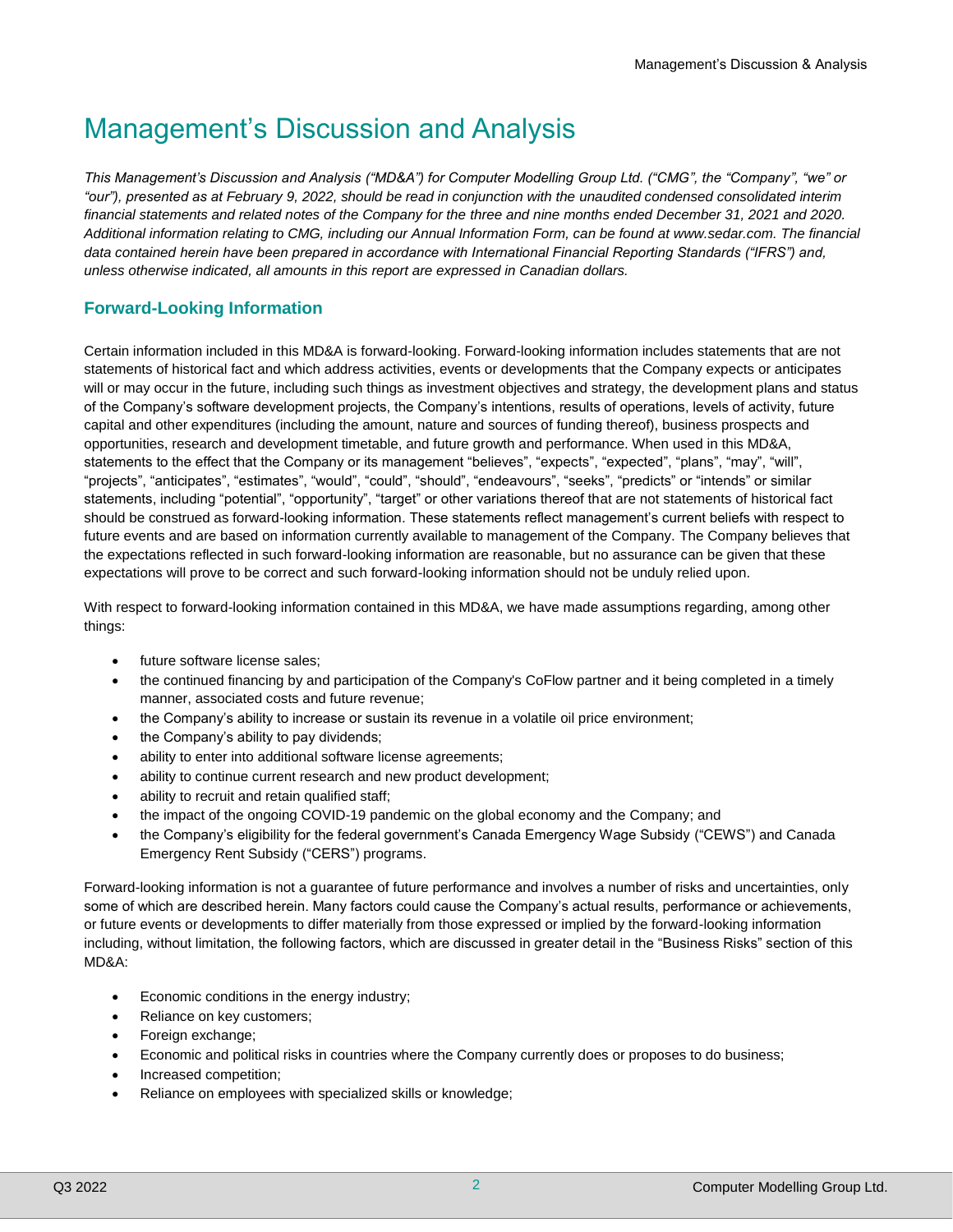# Management's Discussion and Analysis

*This Management's Discussion and Analysis ("MD&A") for Computer Modelling Group Ltd. ("CMG", the "Company", "we" or "our"), presented as at February 9, 2022, should be read in conjunction with the unaudited condensed consolidated interim financial statements and related notes of the Company for the three and nine months ended December 31, 2021 and 2020. Additional information relating to CMG, including our Annual Information Form, can be found at www.sedar.com. The financial data contained herein have been prepared in accordance with International Financial Reporting Standards ("IFRS") and, unless otherwise indicated, all amounts in this report are expressed in Canadian dollars.*

## Forward-Looking Information

Certain information included in this MD&A is forward-looking. Forward-looking information includes statements that are not statements of historical fact and which address activities, events or developments that the Company expects or anticipates will or may occur in the future, including such things as investment objectives and strategy, the development plans and status of the Company's software development projects, the Company's intentions, results of operations, levels of activity, future capital and other expenditures (including the amount, nature and sources of funding thereof), business prospects and opportunities, research and development timetable, and future growth and performance. When used in this MD&A, statements to the effect that the Company or its management "believes", "expects", "expected", "plans", "may", "will", "projects", "anticipates", "estimates", "would", "could", "should", "endeavours", "seeks", "predicts" or "intends" or similar statements, including "potential", "opportunity", "target" or other variations thereof that are not statements of historical fact should be construed as forward-looking information. These statements reflect management's current beliefs with respect to future events and are based on information currently available to management of the Company. The Company believes that the expectations reflected in such forward-looking information are reasonable, but no assurance can be given that these expectations will prove to be correct and such forward-looking information should not be unduly relied upon.

With respect to forward-looking information contained in this MD&A, we have made assumptions regarding, among other things:

- future software license sales;
- the continued financing by and participation of the Company's CoFlow partner and it being completed in a timely manner, associated costs and future revenue;
- the Company's ability to increase or sustain its revenue in a volatile oil price environment;
- the Company's ability to pay dividends;
- ability to enter into additional software license agreements;
- ability to continue current research and new product development;
- ability to recruit and retain qualified staff;
- the impact of the ongoing COVID-19 pandemic on the global economy and the Company; and
- the Company's eligibility for the federal government's Canada Emergency Wage Subsidy ("CEWS") and Canada Emergency Rent Subsidy ("CERS") programs.

Forward-looking information is not a guarantee of future performance and involves a number of risks and uncertainties, only some of which are described herein. Many factors could cause the Company's actual results, performance or achievements, or future events or developments to differ materially from those expressed or implied by the forward-looking information including, without limitation, the following factors, which are discussed in greater detail in the "Business Risks" section of this MD&A:

- Economic conditions in the energy industry;
- Reliance on key customers;
- Foreign exchange;
- Economic and political risks in countries where the Company currently does or proposes to do business;
- Increased competition;
- Reliance on employees with specialized skills or knowledge;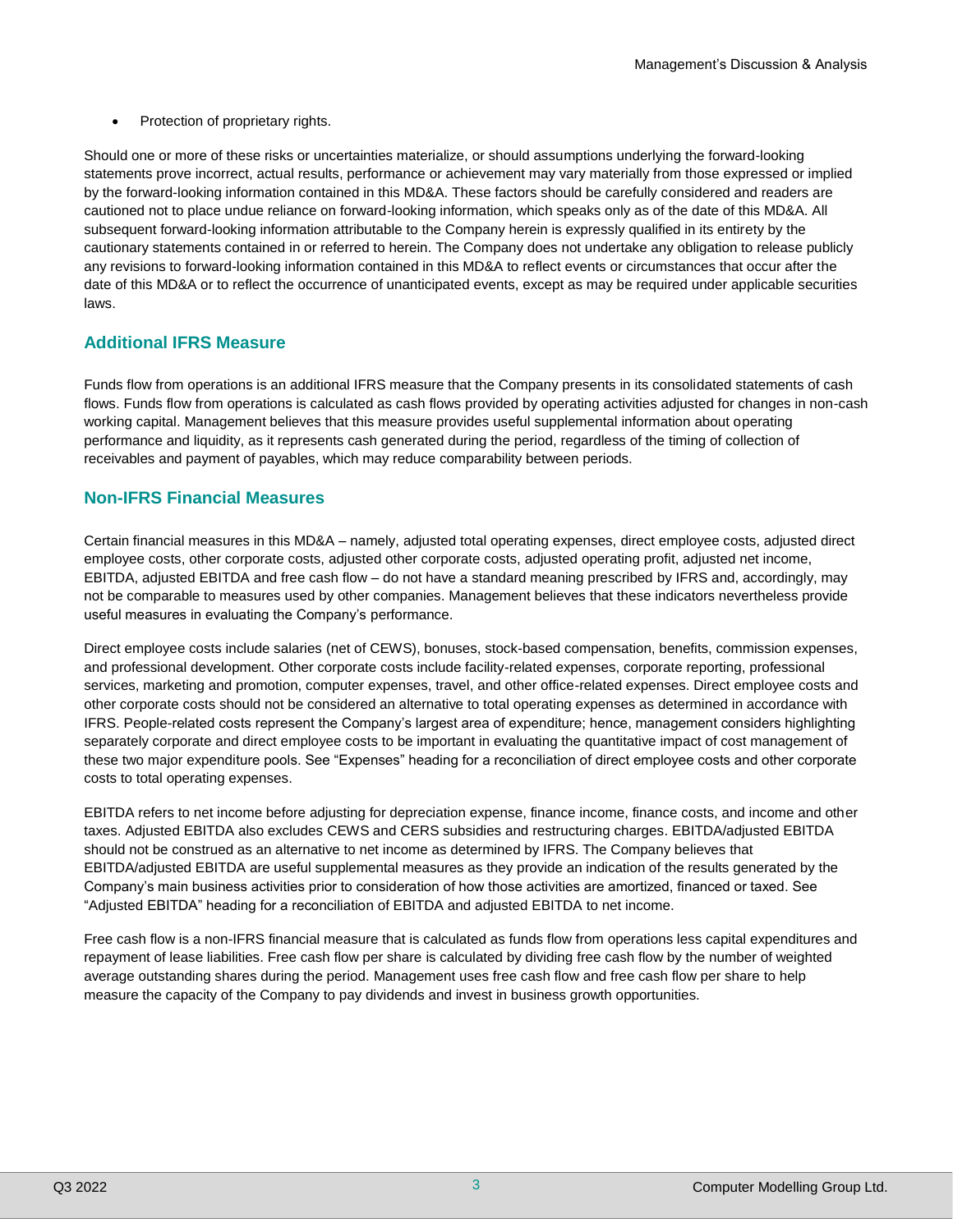- Protection of proprietary rights.

Should one or more of these risks or uncertainties materialize, or should assumptions underlying the forward-looking statements prove incorrect, actual results, performance or achievement may vary materially from those expressed or implied by the forward-looking information contained in this MD&A. These factors should be carefully considered and readers are cautioned not to place undue reliance on forward-looking information, which speaks only as of the date of this MD&A. All subsequent forward-looking information attributable to the Company herein is expressly qualified in its entirety by the cautionary statements contained in or referred to herein. The Company does not undertake any obligation to release publicly any revisions to forward-looking information contained in this MD&A to reflect events or circumstances that occur after the date of this MD&A or to reflect the occurrence of unanticipated events, except as may be required under applicable securities laws.

## Additional IFRS Measure

Funds flow from operations is an additional IFRS measure that the Company presents in its consolidated statements of cash flows. Funds flow from operations is calculated as cash flows provided by operating activities adjusted for changes in non-cash working capital. Management believes that this measure provides useful supplemental information about operating performance and liquidity, as it represents cash generated during the period, regardless of the timing of collection of receivables and payment of payables, which may reduce comparability between periods.

## Non-IFRS Financial Measures

Certain financial measures in this MD&A – namely, adjusted total operating expenses, direct employee costs, adjusted direct employee costs, other corporate costs, adjusted other corporate costs, adjusted operating profit, adjusted net income, EBITDA, adjusted EBITDA and free cash flow – do not have a standard meaning prescribed by IFRS and, accordingly, may not be comparable to measures used by other companies. Management believes that these indicators nevertheless provide useful measures in evaluating the Company's performance.

Direct employee costs include salaries (net of CEWS), bonuses, stock-based compensation, benefits, commission expenses, and professional development. Other corporate costs include facility-related expenses, corporate reporting, professional services, marketing and promotion, computer expenses, travel, and other office-related expenses. Direct employee costs and other corporate costs should not be considered an alternative to total operating expenses as determined in accordance with IFRS. People-related costs represent the Company's largest area of expenditure; hence, management considers highlighting separately corporate and direct employee costs to be important in evaluating the quantitative impact of cost management of these two major expenditure pools. See "Expenses" heading for a reconciliation of direct employee costs and other corporate costs to total operating expenses.

EBITDA refers to net income before adjusting for depreciation expense, finance income, finance costs, and income and other taxes. Adjusted EBITDA also excludes CEWS and CERS subsidies and restructuring charges. EBITDA/adjusted EBITDA should not be construed as an alternative to net income as determined by IFRS. The Company believes that EBITDA/adjusted EBITDA are useful supplemental measures as they provide an indication of the results generated by the Company's main business activities prior to consideration of how those activities are amortized, financed or taxed. See "Adjusted EBITDA" heading for a reconciliation of EBITDA and adjusted EBITDA to net income.

Free cash flow is a non-IFRS financial measure that is calculated as funds flow from operations less capital expenditures and repayment of lease liabilities. Free cash flow per share is calculated by dividing free cash flow by the number of weighted average outstanding shares during the period. Management uses free cash flow and free cash flow per share to help measure the capacity of the Company to pay dividends and invest in business growth opportunities.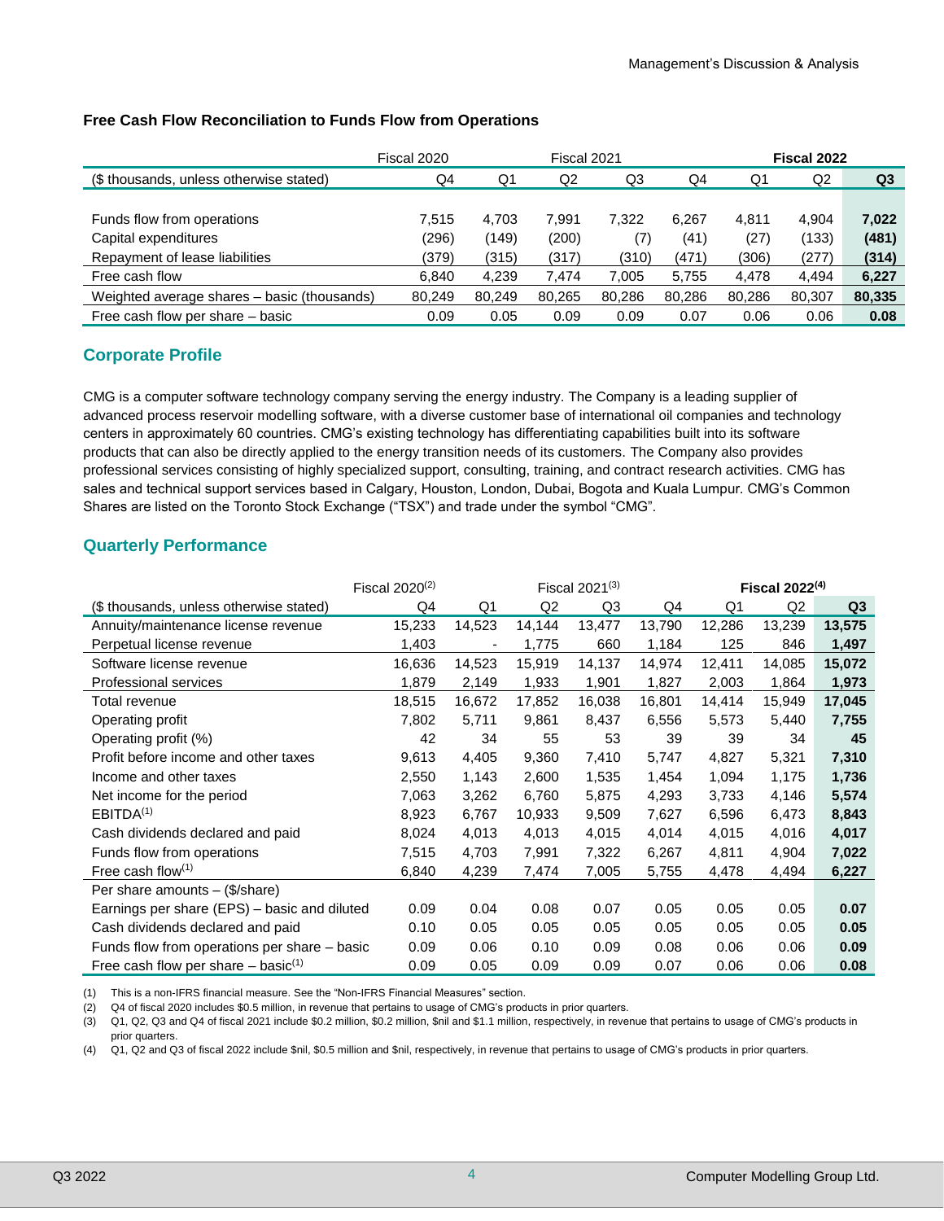### Free Cash Flow Reconciliation to Funds Flow from Operations

| | Fiscal 2020 | Fiscal 2021 | | | | Fiscal 2022 | | |
|---|---|---|---|---|---|---|---|---|
| ($ thousands, unless otherwise stated) | Q4 | Q1 | Q2 | Q3 | Q4 | Q1 | Q2 | **Q3** |
| Funds flow from operations | 7,515 | 4,703 | 7,991 | 7,322 | 6,267 | 4,811 | 4,904 | **7,022** |
| Capital expenditures | (296) | (149) | (200) | (7) | (41) | (27) | (133) | **(481)** |
| Repayment of lease liabilities | (379) | (315) | (317) | (310) | (471) | (306) | (277) | **(314)** |
| Free cash flow | 6,840 | 4,239 | 7,474 | 7,005 | 5,755 | 4,478 | 4,494 | **6,227** |
| Weighted average shares – basic (thousands) | 80,249 | 80,249 | 80,265 | 80,286 | 80,286 | 80,286 | 80,307 | **80,335** |
| Free cash flow per share – basic | 0.09 | 0.05 | 0.09 | 0.09 | 0.07 | 0.06 | 0.06 | **0.08** |

## Corporate Profile

CMG is a computer software technology company serving the energy industry. The Company is a leading supplier of advanced process reservoir modelling software, with a diverse customer base of international oil companies and technology centers in approximately 60 countries. CMG's existing technology has differentiating capabilities built into its software products that can also be directly applied to the energy transition needs of its customers. The Company also provides professional services consisting of highly specialized support, consulting, training, and contract research activities. CMG has sales and technical support services based in Calgary, Houston, London, Dubai, Bogota and Kuala Lumpur. CMG's Common Shares are listed on the Toronto Stock Exchange ("TSX") and trade under the symbol "CMG".

## Quarterly Performance

| | Fiscal 2020[(2)] | Fiscal 2021[(3)] | | | | Fiscal 2022[(4)] | | |
|---|---|---|---|---|---|---|---|---|
| ($ thousands, unless otherwise stated) | Q4 | Q1 | Q2 | Q3 | Q4 | Q1 | Q2 | **Q3** |
| Annuity/maintenance license revenue | 15,233 | 14,523 | 14,144 | 13,477 | 13,790 | 12,286 | 13,239 | **13,575** |
| Perpetual license revenue | 1,403 | - | 1,775 | 660 | 1,184 | 125 | 846 | **1,497** |
| Software license revenue | 16,636 | 14,523 | 15,919 | 14,137 | 14,974 | 12,411 | 14,085 | **15,072** |
| Professional services | 1,879 | 2,149 | 1,933 | 1,901 | 1,827 | 2,003 | 1,864 | **1,973** |
| Total revenue | 18,515 | 16,672 | 17,852 | 16,038 | 16,801 | 14,414 | 15,949 | **17,045** |
| Operating profit | 7,802 | 5,711 | 9,861 | 8,437 | 6,556 | 5,573 | 5,440 | **7,755** |
| Operating profit (%) | 42 | 34 | 55 | 53 | 39 | 39 | 34 | **45** |
| Profit before income and other taxes | 9,613 | 4,405 | 9,360 | 7,410 | 5,747 | 4,827 | 5,321 | **7,310** |
| Income and other taxes | 2,550 | 1,143 | 2,600 | 1,535 | 1,454 | 1,094 | 1,175 | **1,736** |
| Net income for the period | 7,063 | 3,262 | 6,760 | 5,875 | 4,293 | 3,733 | 4,146 | **5,574** |
| EBITDA[(1)] | 8,923 | 6,767 | 10,933 | 9,509 | 7,627 | 6,596 | 6,473 | **8,843** |
| Cash dividends declared and paid | 8,024 | 4,013 | 4,013 | 4,015 | 4,014 | 4,015 | 4,016 | **4,017** |
| Funds flow from operations | 7,515 | 4,703 | 7,991 | 7,322 | 6,267 | 4,811 | 4,904 | **7,022** |
| Free cash flow[(1)] | 6,840 | 4,239 | 7,474 | 7,005 | 5,755 | 4,478 | 4,494 | **6,227** |
| Per share amounts – ($/share) | | | | | | | | |
| Earnings per share (EPS) – basic and diluted | 0.09 | 0.04 | 0.08 | 0.07 | 0.05 | 0.05 | 0.05 | **0.07** |
| Cash dividends declared and paid | 0.10 | 0.05 | 0.05 | 0.05 | 0.05 | 0.05 | 0.05 | **0.05** |
| Funds flow from operations per share – basic | 0.09 | 0.06 | 0.10 | 0.09 | 0.08 | 0.06 | 0.06 | **0.09** |
| Free cash flow per share – basic[(1)] | 0.09 | 0.05 | 0.09 | 0.09 | 0.07 | 0.06 | 0.06 | **0.08** |

(1) This is a non-IFRS financial measure. See the "Non-IFRS Financial Measures" section.

(2) Q4 of fiscal 2020 includes $0.5 million, in revenue that pertains to usage of CMG's products in prior quarters.

(3) Q1, Q2, Q3 and Q4 of fiscal 2021 include $0.2 million, $0.2 million, $nil and $1.1 million, respectively, in revenue that pertains to usage of CMG's products in prior quarters.

(4) Q1, Q2 and Q3 of fiscal 2022 include $nil, $0.5 million and $nil, respectively, in revenue that pertains to usage of CMG's products in prior quarters.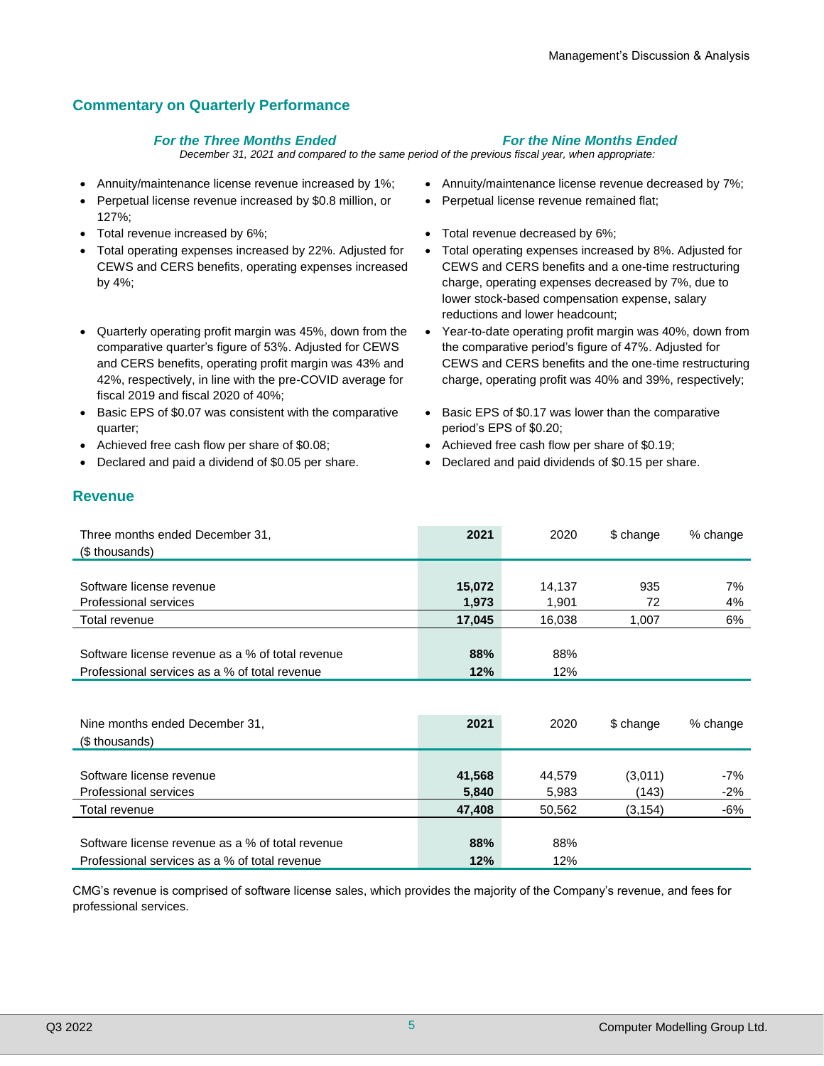## Commentary on Quarterly Performance

### *For the Three Months Ended*

*December 31, 2021 and compared to the same period of the previous fiscal year, when appropriate:*

- Annuity/maintenance license revenue increased by 1%;
- Perpetual license revenue increased by $0.8 million, or 127%;
- Total revenue increased by 6%;
- Total operating expenses increased by 22%. Adjusted for CEWS and CERS benefits, operating expenses increased by 4%;
- Quarterly operating profit margin was 45%, down from the comparative quarter's figure of 53%. Adjusted for CEWS and CERS benefits, operating profit margin was 43% and 42%, respectively, in line with the pre-COVID average for fiscal 2019 and fiscal 2020 of 40%;
- Basic EPS of $0.07 was consistent with the comparative quarter;
- Achieved free cash flow per share of $0.08;
- Declared and paid a dividend of $0.05 per share.

### *For the Nine Months Ended*

- Annuity/maintenance license revenue decreased by 7%;
- Perpetual license revenue remained flat;
- Total revenue decreased by 6%;
- Total operating expenses increased by 8%. Adjusted for CEWS and CERS benefits and a one-time restructuring charge, operating expenses decreased by 7%, due to lower stock-based compensation expense, salary reductions and lower headcount;
- Year-to-date operating profit margin was 40%, down from the comparative period's figure of 47%. Adjusted for CEWS and CERS benefits and the one-time restructuring charge, operating profit was 40% and 39%, respectively;
- Basic EPS of $0.17 was lower than the comparative period's EPS of $0.20;
- Achieved free cash flow per share of $0.19;
- Declared and paid dividends of $0.15 per share.

## Revenue

| Three months ended December 31, ($ thousands) | **2021** | 2020 | $ change | % change |
|---|---|---|---|---|
| Software license revenue | **15,072** | 14,137 | 935 | 7% |
| Professional services | **1,973** | 1,901 | 72 | 4% |
| Total revenue | **17,045** | 16,038 | 1,007 | 6% |
| Software license revenue as a % of total revenue | **88%** | 88% | | |
| Professional services as a % of total revenue | **12%** | 12% | | |

| Nine months ended December 31, ($ thousands) | **2021** | 2020 | $ change | % change |
|---|---|---|---|---|
| Software license revenue | **41,568** | 44,579 | (3,011) | -7% |
| Professional services | **5,840** | 5,983 | (143) | -2% |
| Total revenue | **47,408** | 50,562 | (3,154) | -6% |
| Software license revenue as a % of total revenue | **88%** | 88% | | |
| Professional services as a % of total revenue | **12%** | 12% | | |

CMG's revenue is comprised of software license sales, which provides the majority of the Company's revenue, and fees for professional services.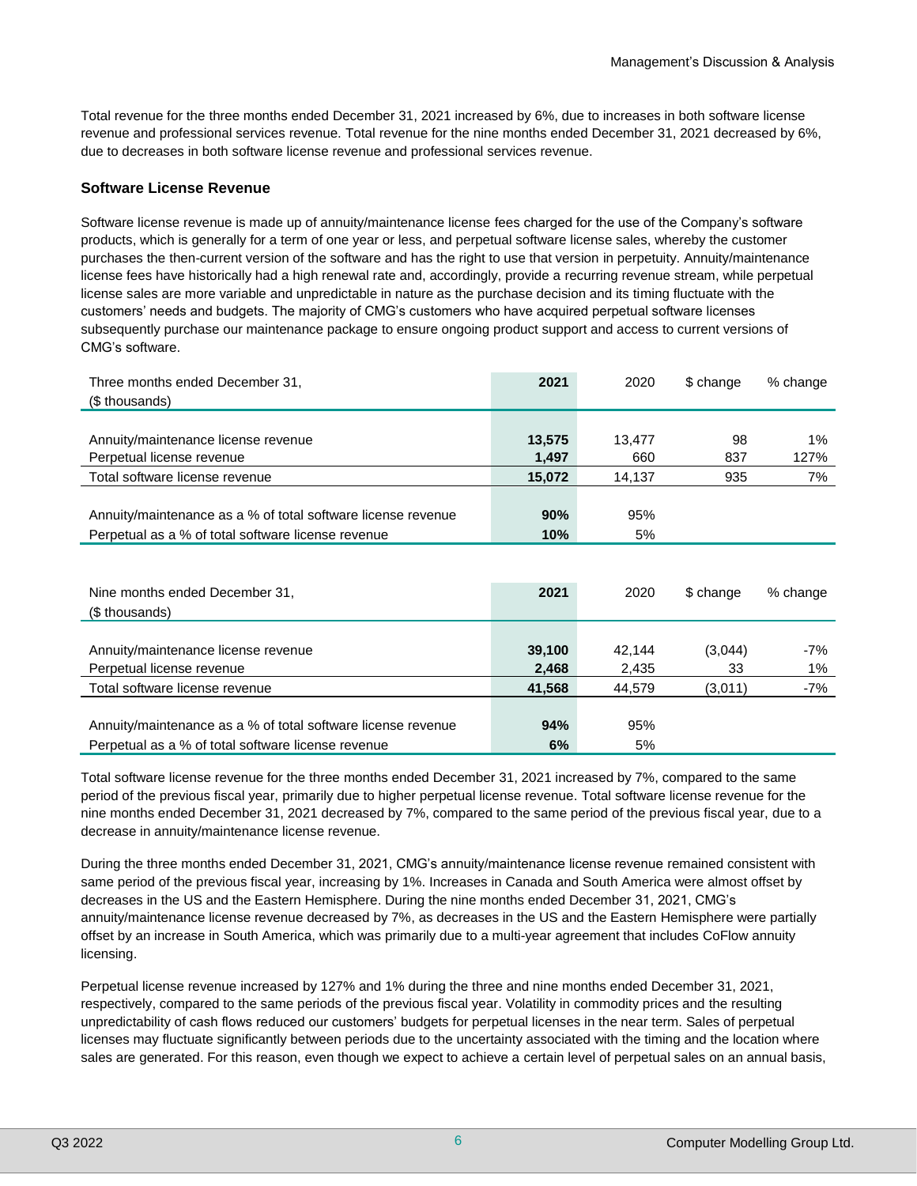Total revenue for the three months ended December 31, 2021 increased by 6%, due to increases in both software license revenue and professional services revenue. Total revenue for the nine months ended December 31, 2021 decreased by 6%, due to decreases in both software license revenue and professional services revenue.

### Software License Revenue

Software license revenue is made up of annuity/maintenance license fees charged for the use of the Company's software products, which is generally for a term of one year or less, and perpetual software license sales, whereby the customer purchases the then-current version of the software and has the right to use that version in perpetuity. Annuity/maintenance license fees have historically had a high renewal rate and, accordingly, provide a recurring revenue stream, while perpetual license sales are more variable and unpredictable in nature as the purchase decision and its timing fluctuate with the customers' needs and budgets. The majority of CMG's customers who have acquired perpetual software licenses subsequently purchase our maintenance package to ensure ongoing product support and access to current versions of CMG's software.

| Three months ended December 31, ($ thousands) | **2021** | 2020 | $ change | % change |
|---|---|---|---|---|
| Annuity/maintenance license revenue | **13,575** | 13,477 | 98 | 1% |
| Perpetual license revenue | **1,497** | 660 | 837 | 127% |
| Total software license revenue | **15,072** | 14,137 | 935 | 7% |
| Annuity/maintenance as a % of total software license revenue | **90%** | 95% | | |
| Perpetual as a % of total software license revenue | **10%** | 5% | | |

| Nine months ended December 31, ($ thousands) | **2021** | 2020 | $ change | % change |
|---|---|---|---|---|
| Annuity/maintenance license revenue | **39,100** | 42,144 | (3,044) | -7% |
| Perpetual license revenue | **2,468** | 2,435 | 33 | 1% |
| Total software license revenue | **41,568** | 44,579 | (3,011) | -7% |
| Annuity/maintenance as a % of total software license revenue | **94%** | 95% | | |
| Perpetual as a % of total software license revenue | **6%** | 5% | | |

Total software license revenue for the three months ended December 31, 2021 increased by 7%, compared to the same period of the previous fiscal year, primarily due to higher perpetual license revenue. Total software license revenue for the nine months ended December 31, 2021 decreased by 7%, compared to the same period of the previous fiscal year, due to a decrease in annuity/maintenance license revenue.

During the three months ended December 31, 2021, CMG's annuity/maintenance license revenue remained consistent with same period of the previous fiscal year, increasing by 1%. Increases in Canada and South America were almost offset by decreases in the US and the Eastern Hemisphere. During the nine months ended December 31, 2021, CMG's annuity/maintenance license revenue decreased by 7%, as decreases in the US and the Eastern Hemisphere were partially offset by an increase in South America, which was primarily due to a multi-year agreement that includes CoFlow annuity licensing.

Perpetual license revenue increased by 127% and 1% during the three and nine months ended December 31, 2021, respectively, compared to the same periods of the previous fiscal year. Volatility in commodity prices and the resulting unpredictability of cash flows reduced our customers' budgets for perpetual licenses in the near term. Sales of perpetual licenses may fluctuate significantly between periods due to the uncertainty associated with the timing and the location where sales are generated. For this reason, even though we expect to achieve a certain level of perpetual sales on an annual basis,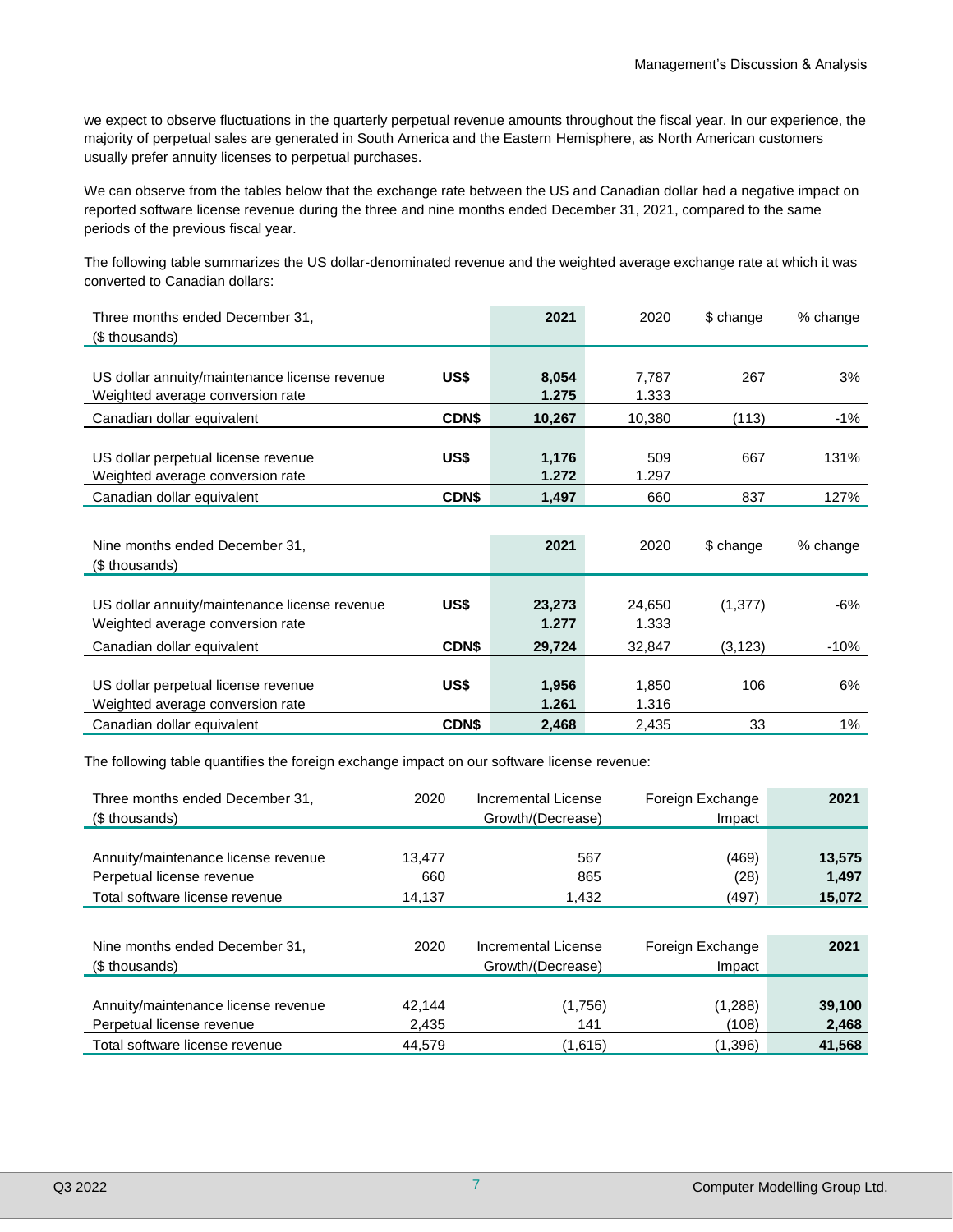we expect to observe fluctuations in the quarterly perpetual revenue amounts throughout the fiscal year. In our experience, the majority of perpetual sales are generated in South America and the Eastern Hemisphere, as North American customers usually prefer annuity licenses to perpetual purchases.

We can observe from the tables below that the exchange rate between the US and Canadian dollar had a negative impact on reported software license revenue during the three and nine months ended December 31, 2021, compared to the same periods of the previous fiscal year.

The following table summarizes the US dollar-denominated revenue and the weighted average exchange rate at which it was converted to Canadian dollars:

| Three months ended December 31, ($ thousands) | | 2021 | 2020 | $ change | % change |
|---|---|---|---|---|---|
| US dollar annuity/maintenance license revenue | US$ | **8,054** | 7,787 | 267 | 3% |
| Weighted average conversion rate | | **1.275** | 1.333 | | |
| Canadian dollar equivalent | CDN$ | **10,267** | 10,380 | (113) | -1% |
| US dollar perpetual license revenue | US$ | **1,176** | 509 | 667 | 131% |
| Weighted average conversion rate | | **1.272** | 1.297 | | |
| Canadian dollar equivalent | CDN$ | **1,497** | 660 | 837 | 127% |

| Nine months ended December 31, ($ thousands) | | 2021 | 2020 | $ change | % change |
|---|---|---|---|---|---|
| US dollar annuity/maintenance license revenue | US$ | **23,273** | 24,650 | (1,377) | -6% |
| Weighted average conversion rate | | **1.277** | 1.333 | | |
| Canadian dollar equivalent | CDN$ | **29,724** | 32,847 | (3,123) | -10% |
| US dollar perpetual license revenue | US$ | **1,956** | 1,850 | 106 | 6% |
| Weighted average conversion rate | | **1.261** | 1.316 | | |
| Canadian dollar equivalent | CDN$ | **2,468** | 2,435 | 33 | 1% |

The following table quantifies the foreign exchange impact on our software license revenue:

| Three months ended December 31, ($ thousands) | 2020 | Incremental License Growth/(Decrease) | Foreign Exchange Impact | 2021 |
|---|---|---|---|---|
| Annuity/maintenance license revenue | 13,477 | 567 | (469) | **13,575** |
| Perpetual license revenue | 660 | 865 | (28) | **1,497** |
| Total software license revenue | 14,137 | 1,432 | (497) | **15,072** |

| Nine months ended December 31, ($ thousands) | 2020 | Incremental License Growth/(Decrease) | Foreign Exchange Impact | 2021 |
|---|---|---|---|---|
| Annuity/maintenance license revenue | 42,144 | (1,756) | (1,288) | **39,100** |
| Perpetual license revenue | 2,435 | 141 | (108) | **2,468** |
| Total software license revenue | 44,579 | (1,615) | (1,396) | **41,568** |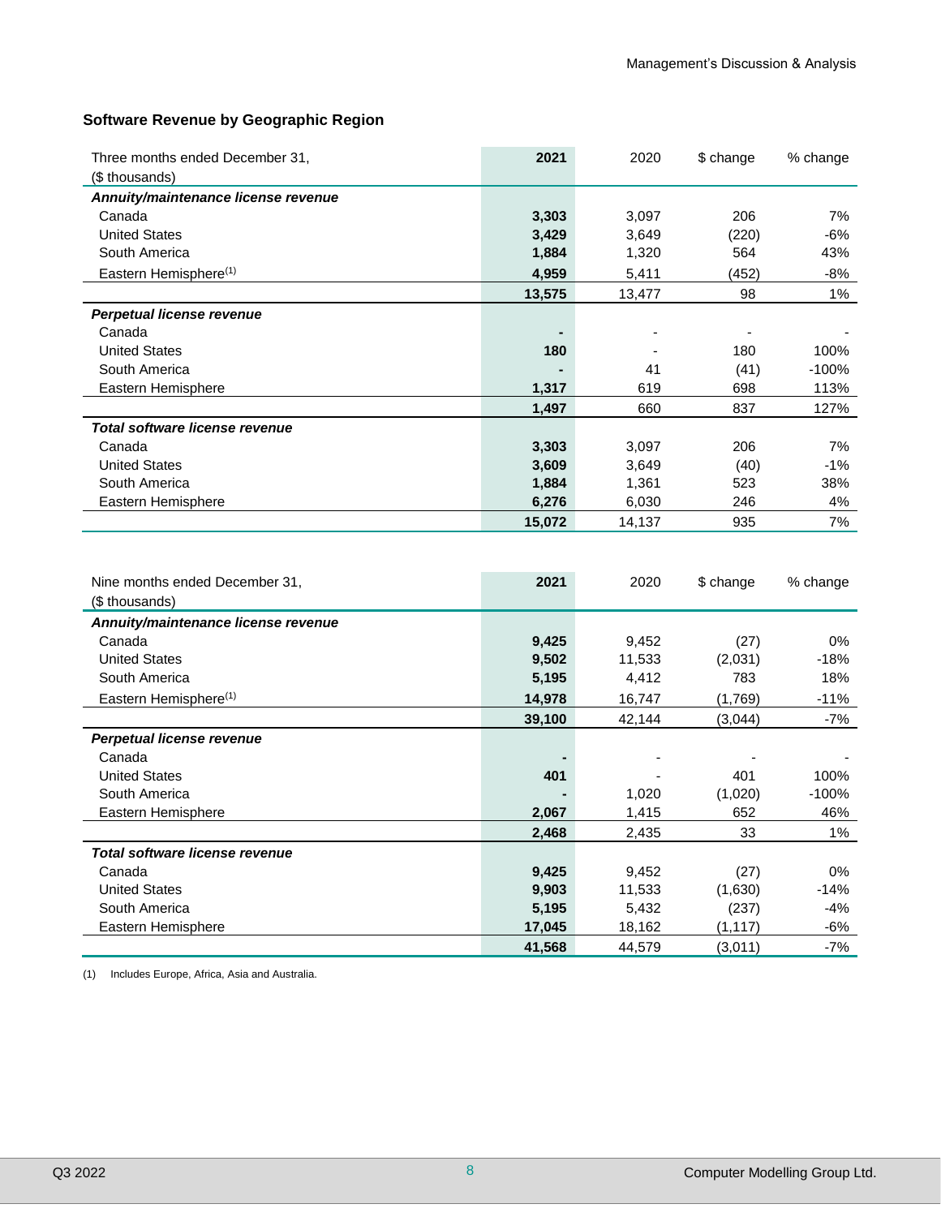### Software Revenue by Geographic Region

| Three months ended December 31, ($ thousands) | 2021 | 2020 | $ change | % change |
|---|---|---|---|---|
| ***Annuity/maintenance license revenue*** | | | | |
| Canada | **3,303** | 3,097 | 206 | 7% |
| United States | **3,429** | 3,649 | (220) | -6% |
| South America | **1,884** | 1,320 | 564 | 43% |
| Eastern Hemisphere[1] | **4,959** | 5,411 | (452) | -8% |
| | **13,575** | 13,477 | 98 | 1% |
| ***Perpetual license revenue*** | | | | |
| Canada | **-** | - | - | - |
| United States | **180** | - | 180 | 100% |
| South America | **-** | 41 | (41) | -100% |
| Eastern Hemisphere | **1,317** | 619 | 698 | 113% |
| | **1,497** | 660 | 837 | 127% |
| ***Total software license revenue*** | | | | |
| Canada | **3,303** | 3,097 | 206 | 7% |
| United States | **3,609** | 3,649 | (40) | -1% |
| South America | **1,884** | 1,361 | 523 | 38% |
| Eastern Hemisphere | **6,276** | 6,030 | 246 | 4% |
| | **15,072** | 14,137 | 935 | 7% |

| Nine months ended December 31, ($ thousands) | 2021 | 2020 | $ change | % change |
|---|---|---|---|---|
| ***Annuity/maintenance license revenue*** | | | | |
| Canada | **9,425** | 9,452 | (27) | 0% |
| United States | **9,502** | 11,533 | (2,031) | -18% |
| South America | **5,195** | 4,412 | 783 | 18% |
| Eastern Hemisphere[1] | **14,978** | 16,747 | (1,769) | -11% |
| | **39,100** | 42,144 | (3,044) | -7% |
| ***Perpetual license revenue*** | | | | |
| Canada | **-** | - | - | - |
| United States | **401** | - | 401 | 100% |
| South America | **-** | 1,020 | (1,020) | -100% |
| Eastern Hemisphere | **2,067** | 1,415 | 652 | 46% |
| | **2,468** | 2,435 | 33 | 1% |
| ***Total software license revenue*** | | | | |
| Canada | **9,425** | 9,452 | (27) | 0% |
| United States | **9,903** | 11,533 | (1,630) | -14% |
| South America | **5,195** | 5,432 | (237) | -4% |
| Eastern Hemisphere | **17,045** | 18,162 | (1,117) | -6% |
| | **41,568** | 44,579 | (3,011) | -7% |

(1) Includes Europe, Africa, Asia and Australia.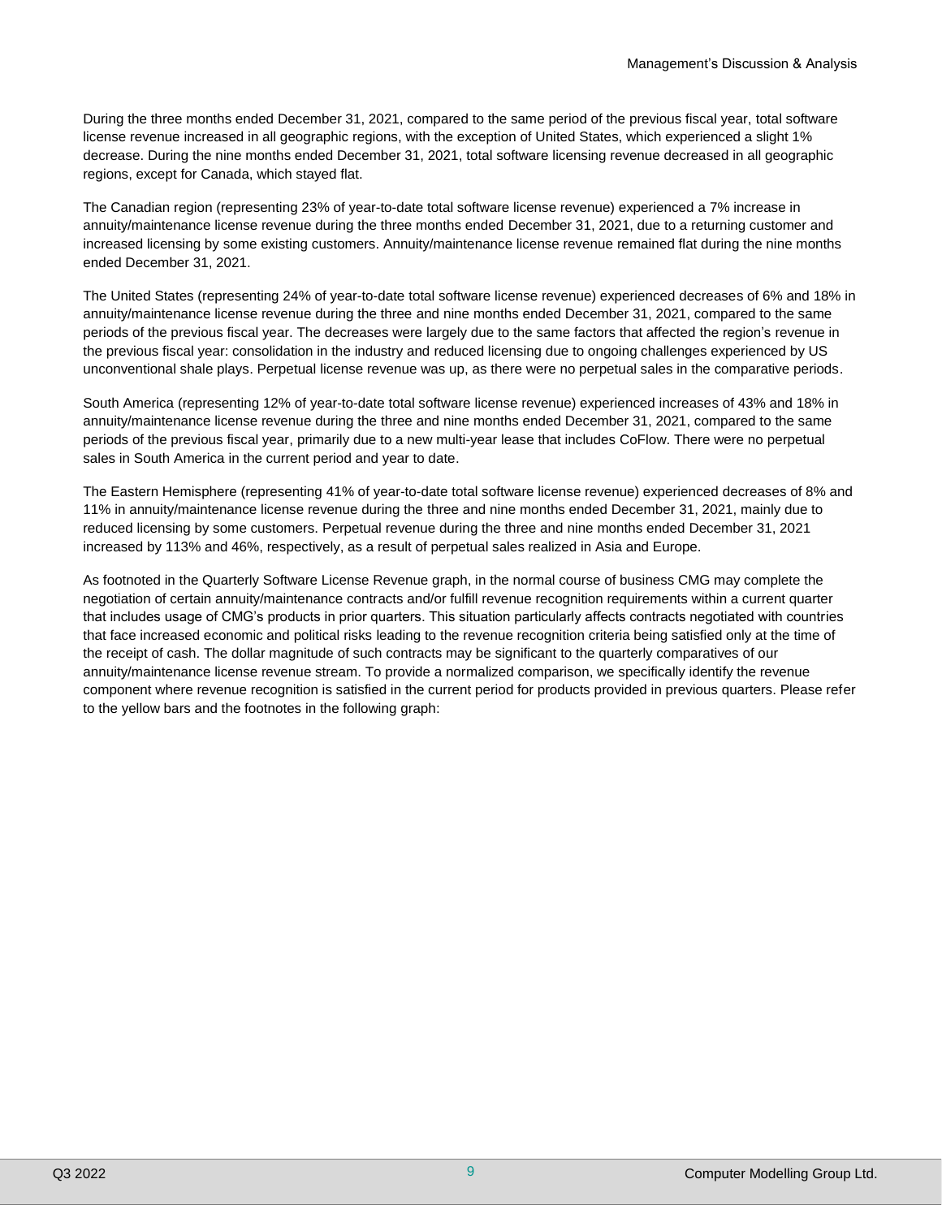During the three months ended December 31, 2021, compared to the same period of the previous fiscal year, total software license revenue increased in all geographic regions, with the exception of United States, which experienced a slight 1% decrease. During the nine months ended December 31, 2021, total software licensing revenue decreased in all geographic regions, except for Canada, which stayed flat.

The Canadian region (representing 23% of year-to-date total software license revenue) experienced a 7% increase in annuity/maintenance license revenue during the three months ended December 31, 2021, due to a returning customer and increased licensing by some existing customers. Annuity/maintenance license revenue remained flat during the nine months ended December 31, 2021.

The United States (representing 24% of year-to-date total software license revenue) experienced decreases of 6% and 18% in annuity/maintenance license revenue during the three and nine months ended December 31, 2021, compared to the same periods of the previous fiscal year. The decreases were largely due to the same factors that affected the region's revenue in the previous fiscal year: consolidation in the industry and reduced licensing due to ongoing challenges experienced by US unconventional shale plays. Perpetual license revenue was up, as there were no perpetual sales in the comparative periods.

South America (representing 12% of year-to-date total software license revenue) experienced increases of 43% and 18% in annuity/maintenance license revenue during the three and nine months ended December 31, 2021, compared to the same periods of the previous fiscal year, primarily due to a new multi-year lease that includes CoFlow. There were no perpetual sales in South America in the current period and year to date.

The Eastern Hemisphere (representing 41% of year-to-date total software license revenue) experienced decreases of 8% and 11% in annuity/maintenance license revenue during the three and nine months ended December 31, 2021, mainly due to reduced licensing by some customers. Perpetual revenue during the three and nine months ended December 31, 2021 increased by 113% and 46%, respectively, as a result of perpetual sales realized in Asia and Europe.

As footnoted in the Quarterly Software License Revenue graph, in the normal course of business CMG may complete the negotiation of certain annuity/maintenance contracts and/or fulfill revenue recognition requirements within a current quarter that includes usage of CMG's products in prior quarters. This situation particularly affects contracts negotiated with countries that face increased economic and political risks leading to the revenue recognition criteria being satisfied only at the time of the receipt of cash. The dollar magnitude of such contracts may be significant to the quarterly comparatives of our annuity/maintenance license revenue stream. To provide a normalized comparison, we specifically identify the revenue component where revenue recognition is satisfied in the current period for products provided in previous quarters. Please refer to the yellow bars and the footnotes in the following graph: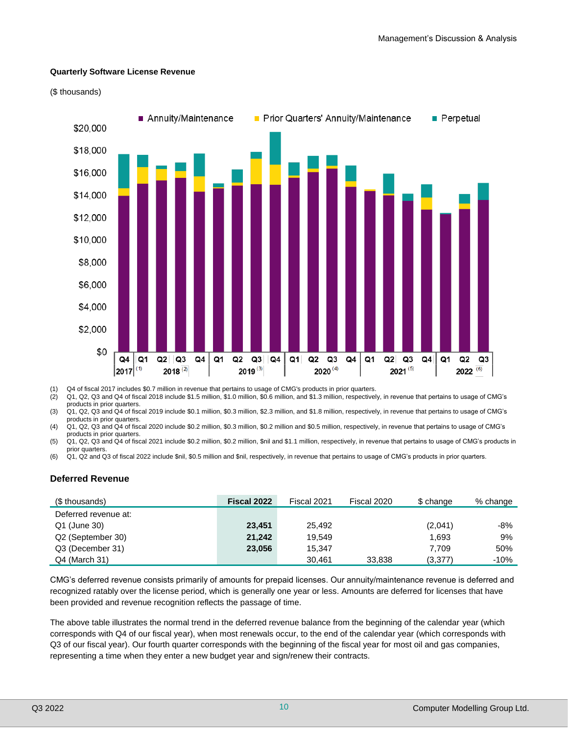**Quarterly Software License Revenue**

($ thousands)

(1) Q4 of fiscal 2017 includes $0.7 million in revenue that pertains to usage of CMG's products in prior quarters.
(2) Q1, Q2, Q3 and Q4 of fiscal 2018 include $1.5 million, $1.0 million, $0.6 million, and $1.3 million, respectively, in revenue that pertains to usage of CMG's products in prior quarters.
(3) Q1, Q2, Q3 and Q4 of fiscal 2019 include $0.1 million, $0.3 million, $2.3 million, and $1.8 million, respectively, in revenue that pertains to usage of CMG's products in prior quarters.
(4) Q1, Q2, Q3 and Q4 of fiscal 2020 include $0.2 million, $0.3 million, $0.2 million and $0.5 million, respectively, in revenue that pertains to usage of CMG's products in prior quarters.
(5) Q1, Q2, Q3 and Q4 of fiscal 2021 include $0.2 million, $0.2 million, $nil and $1.1 million, respectively, in revenue that pertains to usage of CMG's products in prior quarters.
(6) Q1, Q2 and Q3 of fiscal 2022 include $nil, $0.5 million and $nil, respectively, in revenue that pertains to usage of CMG's products in prior quarters.

## Deferred Revenue

| ($ thousands) | Fiscal 2022 | Fiscal 2021 | Fiscal 2020 | $ change | % change |
|---|---|---|---|---|---|
| Deferred revenue at: | | | | | |
| Q1 (June 30) | **23,451** | 25,492 | | (2,041) | -8% |
| Q2 (September 30) | **21,242** | 19,549 | | 1,693 | 9% |
| Q3 (December 31) | **23,056** | 15,347 | | 7,709 | 50% |
| Q4 (March 31) | | 30,461 | 33,838 | (3,377) | -10% |

CMG's deferred revenue consists primarily of amounts for prepaid licenses. Our annuity/maintenance revenue is deferred and recognized ratably over the license period, which is generally one year or less. Amounts are deferred for licenses that have been provided and revenue recognition reflects the passage of time.

The above table illustrates the normal trend in the deferred revenue balance from the beginning of the calendar year (which corresponds with Q4 of our fiscal year), when most renewals occur, to the end of the calendar year (which corresponds with Q3 of our fiscal year). Our fourth quarter corresponds with the beginning of the fiscal year for most oil and gas companies, representing a time when they enter a new budget year and sign/renew their contracts.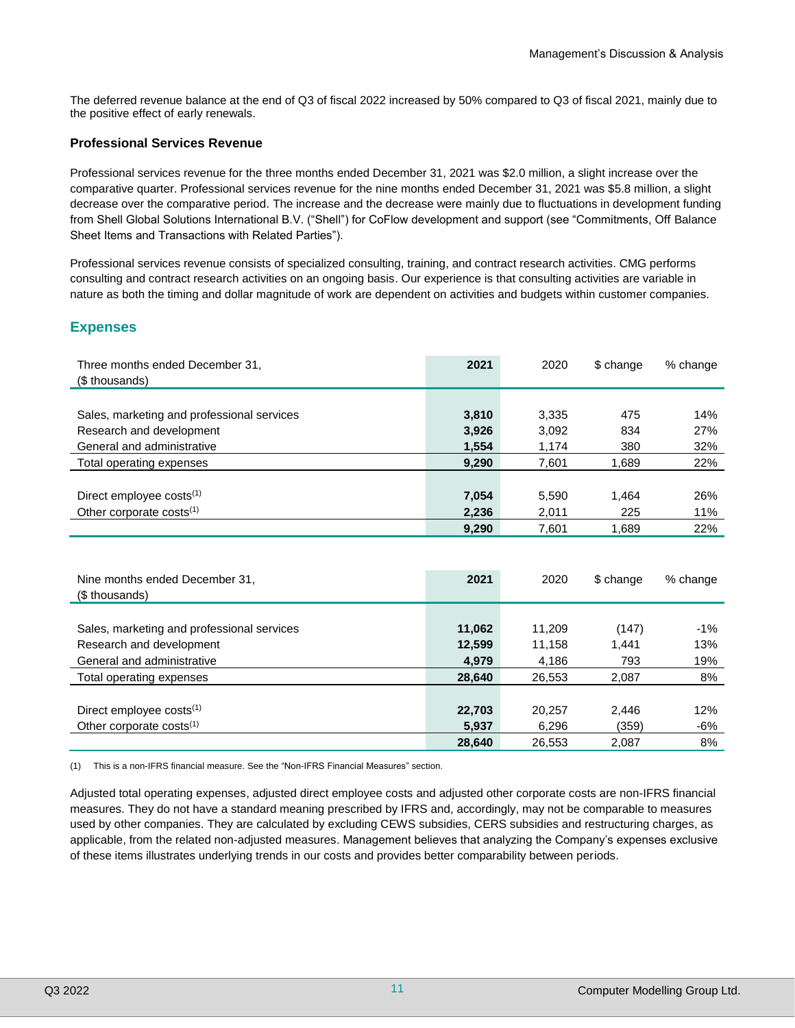The deferred revenue balance at the end of Q3 of fiscal 2022 increased by 50% compared to Q3 of fiscal 2021, mainly due to the positive effect of early renewals.

### Professional Services Revenue

Professional services revenue for the three months ended December 31, 2021 was $2.0 million, a slight increase over the comparative quarter. Professional services revenue for the nine months ended December 31, 2021 was $5.8 million, a slight decrease over the comparative period. The increase and the decrease were mainly due to fluctuations in development funding from Shell Global Solutions International B.V. ("Shell") for CoFlow development and support (see "Commitments, Off Balance Sheet Items and Transactions with Related Parties").

Professional services revenue consists of specialized consulting, training, and contract research activities. CMG performs consulting and contract research activities on an ongoing basis. Our experience is that consulting activities are variable in nature as both the timing and dollar magnitude of work are dependent on activities and budgets within customer companies.

## Expenses

| Three months ended December 31, ($ thousands) | **2021** | 2020 | $ change | % change |
|---|---|---|---|---|
| Sales, marketing and professional services | **3,810** | 3,335 | 475 | 14% |
| Research and development | **3,926** | 3,092 | 834 | 27% |
| General and administrative | **1,554** | 1,174 | 380 | 32% |
| Total operating expenses | **9,290** | 7,601 | 1,689 | 22% |
| Direct employee costs[1] | **7,054** | 5,590 | 1,464 | 26% |
| Other corporate costs[1] | **2,236** | 2,011 | 225 | 11% |
| | **9,290** | 7,601 | 1,689 | 22% |

| Nine months ended December 31, ($ thousands) | **2021** | 2020 | $ change | % change |
|---|---|---|---|---|
| Sales, marketing and professional services | **11,062** | 11,209 | (147) | -1% |
| Research and development | **12,599** | 11,158 | 1,441 | 13% |
| General and administrative | **4,979** | 4,186 | 793 | 19% |
| Total operating expenses | **28,640** | 26,553 | 2,087 | 8% |
| Direct employee costs[1] | **22,703** | 20,257 | 2,446 | 12% |
| Other corporate costs[1] | **5,937** | 6,296 | (359) | -6% |
| | **28,640** | 26,553 | 2,087 | 8% |

(1) This is a non-IFRS financial measure. See the "Non-IFRS Financial Measures" section.

Adjusted total operating expenses, adjusted direct employee costs and adjusted other corporate costs are non-IFRS financial measures. They do not have a standard meaning prescribed by IFRS and, accordingly, may not be comparable to measures used by other companies. They are calculated by excluding CEWS subsidies, CERS subsidies and restructuring charges, as applicable, from the related non-adjusted measures. Management believes that analyzing the Company's expenses exclusive of these items illustrates underlying trends in our costs and provides better comparability between periods.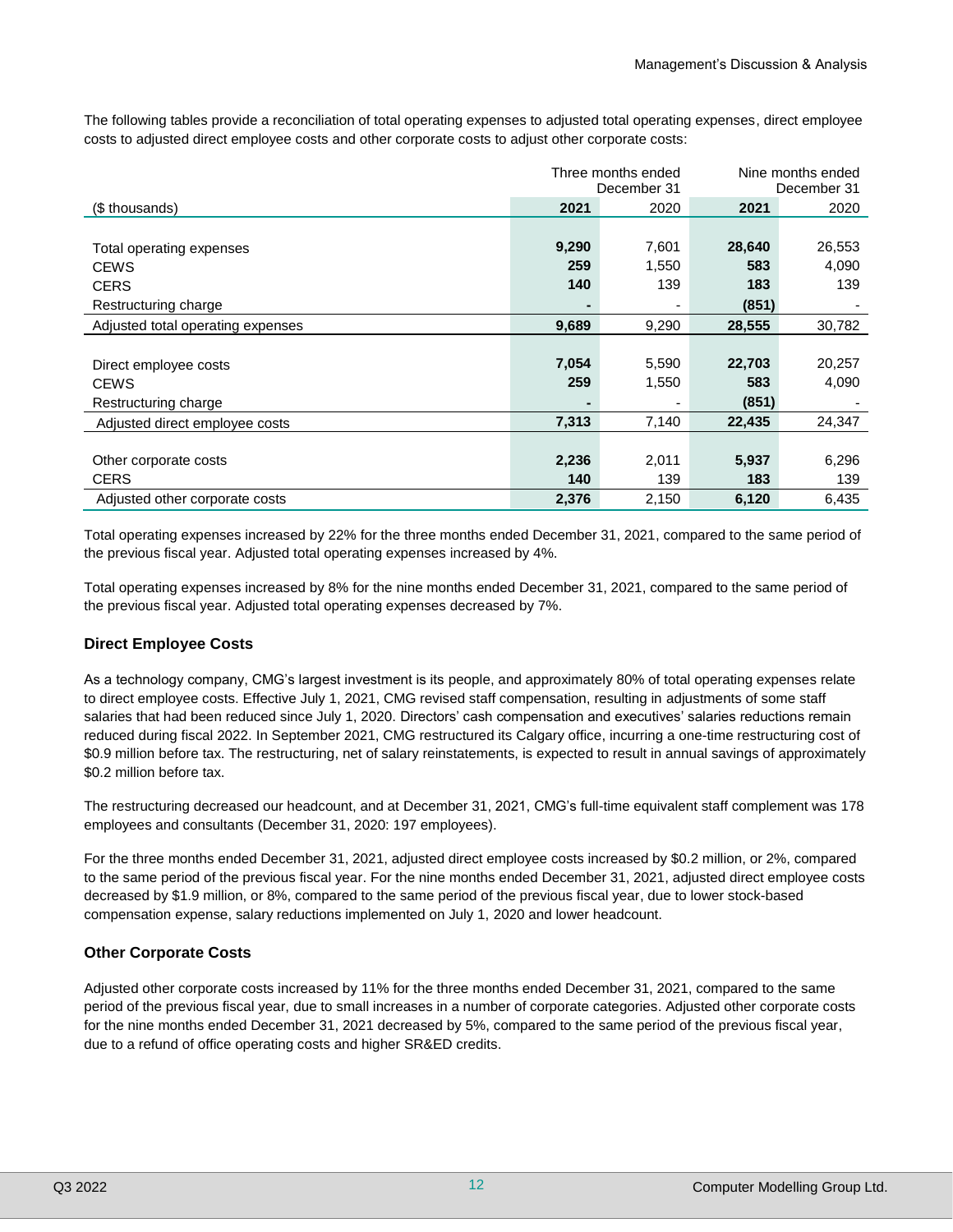The following tables provide a reconciliation of total operating expenses to adjusted total operating expenses, direct employee costs to adjusted direct employee costs and other corporate costs to adjust other corporate costs:

| | Three months ended December 31 | | Nine months ended December 31 | |
|---|---|---|---|---|
| ($ thousands) | **2021** | 2020 | **2021** | 2020 |
| Total operating expenses | **9,290** | 7,601 | **28,640** | 26,553 |
| CEWS | **259** | 1,550 | **583** | 4,090 |
| CERS | **140** | 139 | **183** | 139 |
| Restructuring charge | **-** | - | **(851)** | - |
| Adjusted total operating expenses | **9,689** | 9,290 | **28,555** | 30,782 |
| Direct employee costs | **7,054** | 5,590 | **22,703** | 20,257 |
| CEWS | **259** | 1,550 | **583** | 4,090 |
| Restructuring charge | **-** | - | **(851)** | - |
| Adjusted direct employee costs | **7,313** | 7,140 | **22,435** | 24,347 |
| Other corporate costs | **2,236** | 2,011 | **5,937** | 6,296 |
| CERS | **140** | 139 | **183** | 139 |
| Adjusted other corporate costs | **2,376** | 2,150 | **6,120** | 6,435 |

Total operating expenses increased by 22% for the three months ended December 31, 2021, compared to the same period of the previous fiscal year. Adjusted total operating expenses increased by 4%.

Total operating expenses increased by 8% for the nine months ended December 31, 2021, compared to the same period of the previous fiscal year. Adjusted total operating expenses decreased by 7%.

### Direct Employee Costs

As a technology company, CMG's largest investment is its people, and approximately 80% of total operating expenses relate to direct employee costs. Effective July 1, 2021, CMG revised staff compensation, resulting in adjustments of some staff salaries that had been reduced since July 1, 2020. Directors' cash compensation and executives' salaries reductions remain reduced during fiscal 2022. In September 2021, CMG restructured its Calgary office, incurring a one-time restructuring cost of $0.9 million before tax. The restructuring, net of salary reinstatements, is expected to result in annual savings of approximately $0.2 million before tax.

The restructuring decreased our headcount, and at December 31, 2021, CMG's full-time equivalent staff complement was 178 employees and consultants (December 31, 2020: 197 employees).

For the three months ended December 31, 2021, adjusted direct employee costs increased by $0.2 million, or 2%, compared to the same period of the previous fiscal year. For the nine months ended December 31, 2021, adjusted direct employee costs decreased by $1.9 million, or 8%, compared to the same period of the previous fiscal year, due to lower stock-based compensation expense, salary reductions implemented on July 1, 2020 and lower headcount.

### Other Corporate Costs

Adjusted other corporate costs increased by 11% for the three months ended December 31, 2021, compared to the same period of the previous fiscal year, due to small increases in a number of corporate categories. Adjusted other corporate costs for the nine months ended December 31, 2021 decreased by 5%, compared to the same period of the previous fiscal year, due to a refund of office operating costs and higher SR&ED credits.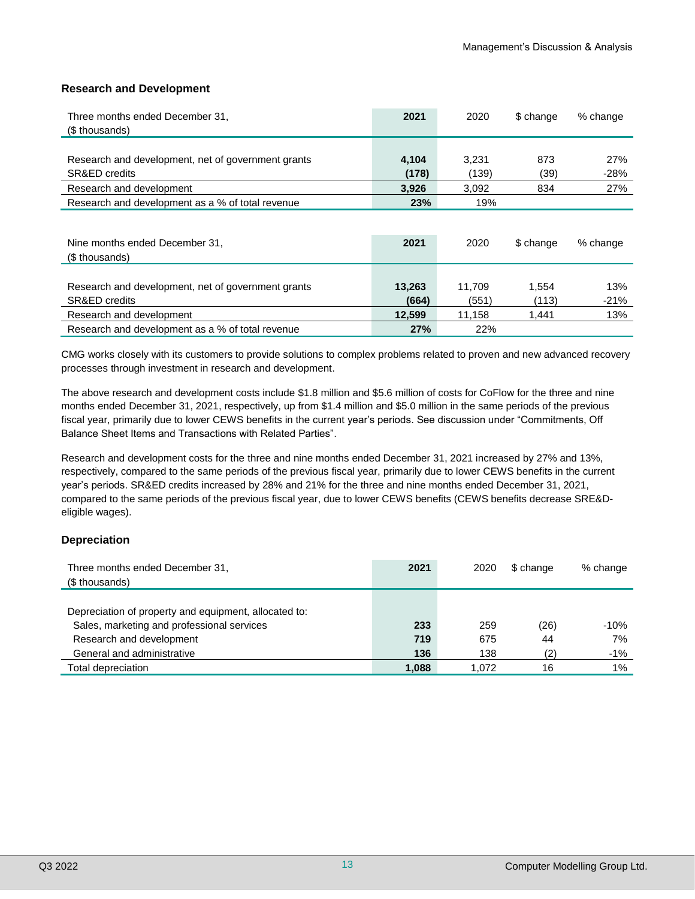### Research and Development

| Three months ended December 31, ($ thousands) | 2021 | 2020 | $ change | % change |
|---|---|---|---|---|
| Research and development, net of government grants | **4,104** | 3,231 | 873 | 27% |
| SR&ED credits | **(178)** | (139) | (39) | -28% |
| Research and development | **3,926** | 3,092 | 834 | 27% |
| Research and development as a % of total revenue | **23%** | 19% | | |

| Nine months ended December 31, ($ thousands) | 2021 | 2020 | $ change | % change |
|---|---|---|---|---|
| Research and development, net of government grants | **13,263** | 11,709 | 1,554 | 13% |
| SR&ED credits | **(664)** | (551) | (113) | -21% |
| Research and development | **12,599** | 11,158 | 1,441 | 13% |
| Research and development as a % of total revenue | **27%** | 22% | | |

CMG works closely with its customers to provide solutions to complex problems related to proven and new advanced recovery processes through investment in research and development.

The above research and development costs include $1.8 million and $5.6 million of costs for CoFlow for the three and nine months ended December 31, 2021, respectively, up from $1.4 million and $5.0 million in the same periods of the previous fiscal year, primarily due to lower CEWS benefits in the current year's periods. See discussion under "Commitments, Off Balance Sheet Items and Transactions with Related Parties".

Research and development costs for the three and nine months ended December 31, 2021 increased by 27% and 13%, respectively, compared to the same periods of the previous fiscal year, primarily due to lower CEWS benefits in the current year's periods. SR&ED credits increased by 28% and 21% for the three and nine months ended December 31, 2021, compared to the same periods of the previous fiscal year, due to lower CEWS benefits (CEWS benefits decrease SRE&D-eligible wages).

### Depreciation

| Three months ended December 31, ($ thousands) | 2021 | 2020 | $ change | % change |
|---|---|---|---|---|
| Depreciation of property and equipment, allocated to: | | | | |
| Sales, marketing and professional services | **233** | 259 | (26) | -10% |
| Research and development | **719** | 675 | 44 | 7% |
| General and administrative | **136** | 138 | (2) | -1% |
| Total depreciation | **1,088** | 1,072 | 16 | 1% |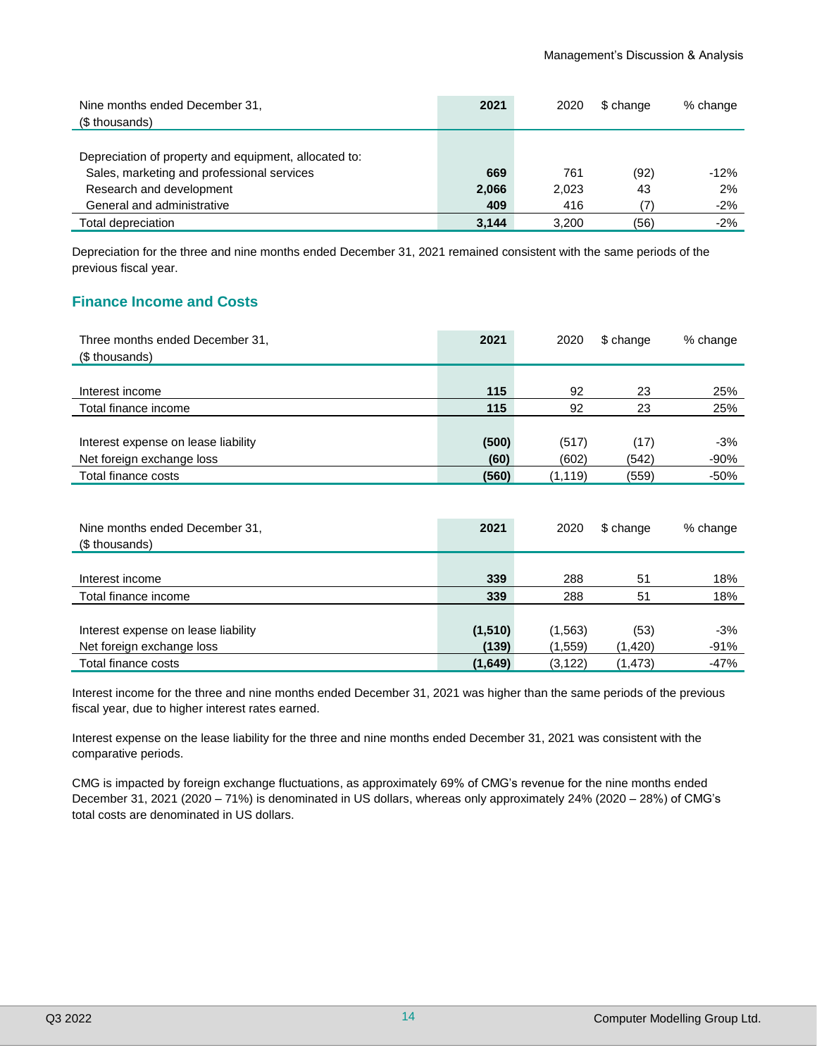| Nine months ended December 31, ($ thousands) | 2021 | 2020 | $ change | % change |
|---|---|---|---|---|
| Depreciation of property and equipment, allocated to: | | | | |
| Sales, marketing and professional services | **669** | 761 | (92) | -12% |
| Research and development | **2,066** | 2,023 | 43 | 2% |
| General and administrative | **409** | 416 | (7) | -2% |
| Total depreciation | **3,144** | 3,200 | (56) | -2% |

Depreciation for the three and nine months ended December 31, 2021 remained consistent with the same periods of the previous fiscal year.

## Finance Income and Costs

| Three months ended December 31, ($ thousands) | 2021 | 2020 | $ change | % change |
|---|---|---|---|---|
| Interest income | **115** | 92 | 23 | 25% |
| Total finance income | **115** | 92 | 23 | 25% |
| | | | | |
| Interest expense on lease liability | **(500)** | (517) | (17) | -3% |
| Net foreign exchange loss | **(60)** | (602) | (542) | -90% |
| Total finance costs | **(560)** | (1,119) | (559) | -50% |

| Nine months ended December 31, ($ thousands) | 2021 | 2020 | $ change | % change |
|---|---|---|---|---|
| Interest income | **339** | 288 | 51 | 18% |
| Total finance income | **339** | 288 | 51 | 18% |
| | | | | |
| Interest expense on lease liability | **(1,510)** | (1,563) | (53) | -3% |
| Net foreign exchange loss | **(139)** | (1,559) | (1,420) | -91% |
| Total finance costs | **(1,649)** | (3,122) | (1,473) | -47% |

Interest income for the three and nine months ended December 31, 2021 was higher than the same periods of the previous fiscal year, due to higher interest rates earned.

Interest expense on the lease liability for the three and nine months ended December 31, 2021 was consistent with the comparative periods.

CMG is impacted by foreign exchange fluctuations, as approximately 69% of CMG's revenue for the nine months ended December 31, 2021 (2020 – 71%) is denominated in US dollars, whereas only approximately 24% (2020 – 28%) of CMG's total costs are denominated in US dollars.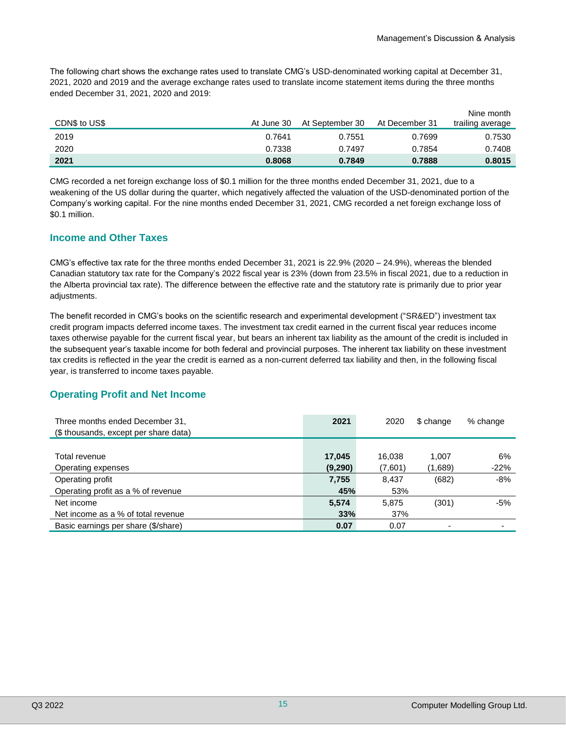The following chart shows the exchange rates used to translate CMG's USD-denominated working capital at December 31, 2021, 2020 and 2019 and the average exchange rates used to translate income statement items during the three months ended December 31, 2021, 2020 and 2019:

| CDN$ to US$ | At June 30 | At September 30 | At December 31 | Nine month trailing average |
|---|---|---|---|---|
| 2019 | 0.7641 | 0.7551 | 0.7699 | 0.7530 |
| 2020 | 0.7338 | 0.7497 | 0.7854 | 0.7408 |
| **2021** | **0.8068** | **0.7849** | **0.7888** | **0.8015** |

CMG recorded a net foreign exchange loss of $0.1 million for the three months ended December 31, 2021, due to a weakening of the US dollar during the quarter, which negatively affected the valuation of the USD-denominated portion of the Company's working capital. For the nine months ended December 31, 2021, CMG recorded a net foreign exchange loss of $0.1 million.

## Income and Other Taxes

CMG's effective tax rate for the three months ended December 31, 2021 is 22.9% (2020 – 24.9%), whereas the blended Canadian statutory tax rate for the Company's 2022 fiscal year is 23% (down from 23.5% in fiscal 2021, due to a reduction in the Alberta provincial tax rate). The difference between the effective rate and the statutory rate is primarily due to prior year adjustments.

The benefit recorded in CMG's books on the scientific research and experimental development ("SR&ED") investment tax credit program impacts deferred income taxes. The investment tax credit earned in the current fiscal year reduces income taxes otherwise payable for the current fiscal year, but bears an inherent tax liability as the amount of the credit is included in the subsequent year's taxable income for both federal and provincial purposes. The inherent tax liability on these investment tax credits is reflected in the year the credit is earned as a non-current deferred tax liability and then, in the following fiscal year, is transferred to income taxes payable.

## Operating Profit and Net Income

| Three months ended December 31, ($ thousands, except per share data) | 2021 | 2020 | $ change | % change |
|---|---|---|---|---|
| Total revenue | **17,045** | 16,038 | 1,007 | 6% |
| Operating expenses | **(9,290)** | (7,601) | (1,689) | -22% |
| Operating profit | **7,755** | 8,437 | (682) | -8% |
| Operating profit as a % of revenue | **45%** | 53% | | |
| Net income | **5,574** | 5,875 | (301) | -5% |
| Net income as a % of total revenue | **33%** | 37% | | |
| Basic earnings per share ($/share) | **0.07** | 0.07 | - | - |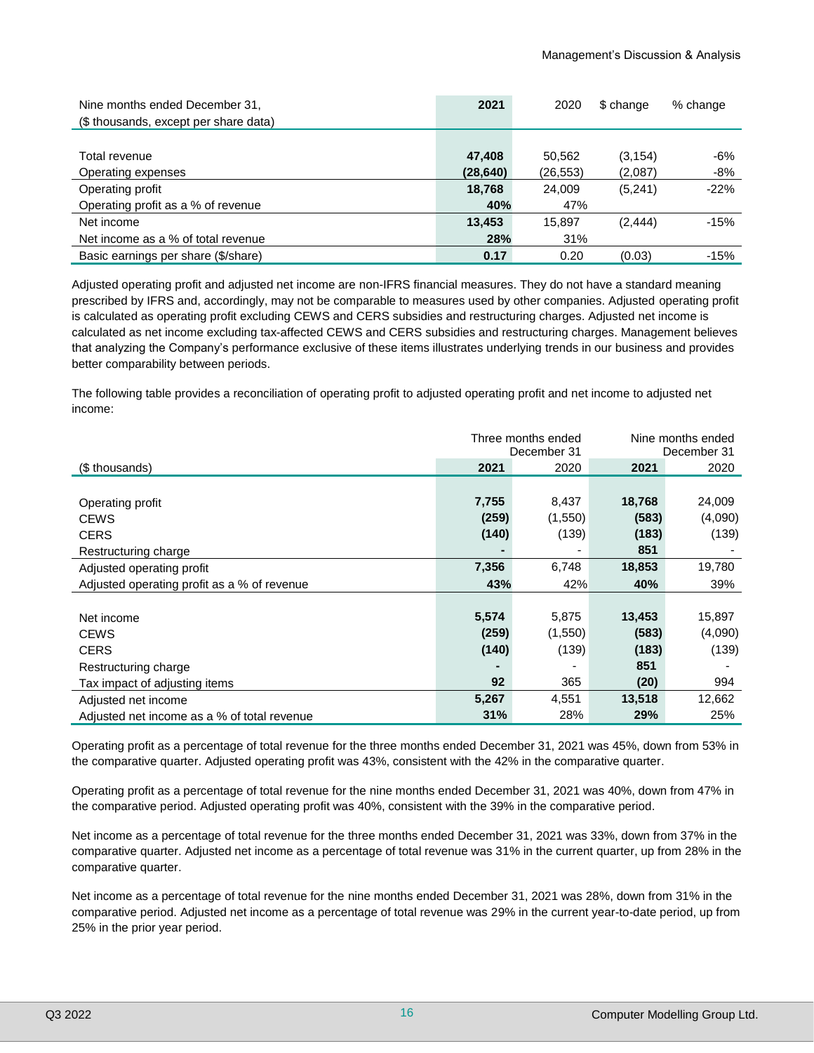| Nine months ended December 31, ($ thousands, except per share data) | 2021 | 2020 | $ change | % change |
|---|---|---|---|---|
| Total revenue | 47,408 | 50,562 | (3,154) | -6% |
| Operating expenses | (28,640) | (26,553) | (2,087) | -8% |
| Operating profit | 18,768 | 24,009 | (5,241) | -22% |
| Operating profit as a % of revenue | 40% | 47% | | |
| Net income | 13,453 | 15,897 | (2,444) | -15% |
| Net income as a % of total revenue | 28% | 31% | | |
| Basic earnings per share ($/share) | 0.17 | 0.20 | (0.03) | -15% |

Adjusted operating profit and adjusted net income are non-IFRS financial measures. They do not have a standard meaning prescribed by IFRS and, accordingly, may not be comparable to measures used by other companies. Adjusted operating profit is calculated as operating profit excluding CEWS and CERS subsidies and restructuring charges. Adjusted net income is calculated as net income excluding tax-affected CEWS and CERS subsidies and restructuring charges. Management believes that analyzing the Company's performance exclusive of these items illustrates underlying trends in our business and provides better comparability between periods.

The following table provides a reconciliation of operating profit to adjusted operating profit and net income to adjusted net income:

| | Three months ended December 31 | | Nine months ended December 31 | |
|---|---|---|---|---|
| ($ thousands) | 2021 | 2020 | 2021 | 2020 |
| Operating profit | 7,755 | 8,437 | 18,768 | 24,009 |
| CEWS | (259) | (1,550) | (583) | (4,090) |
| CERS | (140) | (139) | (183) | (139) |
| Restructuring charge | - | - | 851 | - |
| Adjusted operating profit | 7,356 | 6,748 | 18,853 | 19,780 |
| Adjusted operating profit as a % of revenue | 43% | 42% | 40% | 39% |
| Net income | 5,574 | 5,875 | 13,453 | 15,897 |
| CEWS | (259) | (1,550) | (583) | (4,090) |
| CERS | (140) | (139) | (183) | (139) |
| Restructuring charge | - | - | 851 | - |
| Tax impact of adjusting items | 92 | 365 | (20) | 994 |
| Adjusted net income | 5,267 | 4,551 | 13,518 | 12,662 |
| Adjusted net income as a % of total revenue | 31% | 28% | 29% | 25% |

Operating profit as a percentage of total revenue for the three months ended December 31, 2021 was 45%, down from 53% in the comparative quarter. Adjusted operating profit was 43%, consistent with the 42% in the comparative quarter.

Operating profit as a percentage of total revenue for the nine months ended December 31, 2021 was 40%, down from 47% in the comparative period. Adjusted operating profit was 40%, consistent with the 39% in the comparative period.

Net income as a percentage of total revenue for the three months ended December 31, 2021 was 33%, down from 37% in the comparative quarter. Adjusted net income as a percentage of total revenue was 31% in the current quarter, up from 28% in the comparative quarter.

Net income as a percentage of total revenue for the nine months ended December 31, 2021 was 28%, down from 31% in the comparative period. Adjusted net income as a percentage of total revenue was 29% in the current year-to-date period, up from 25% in the prior year period.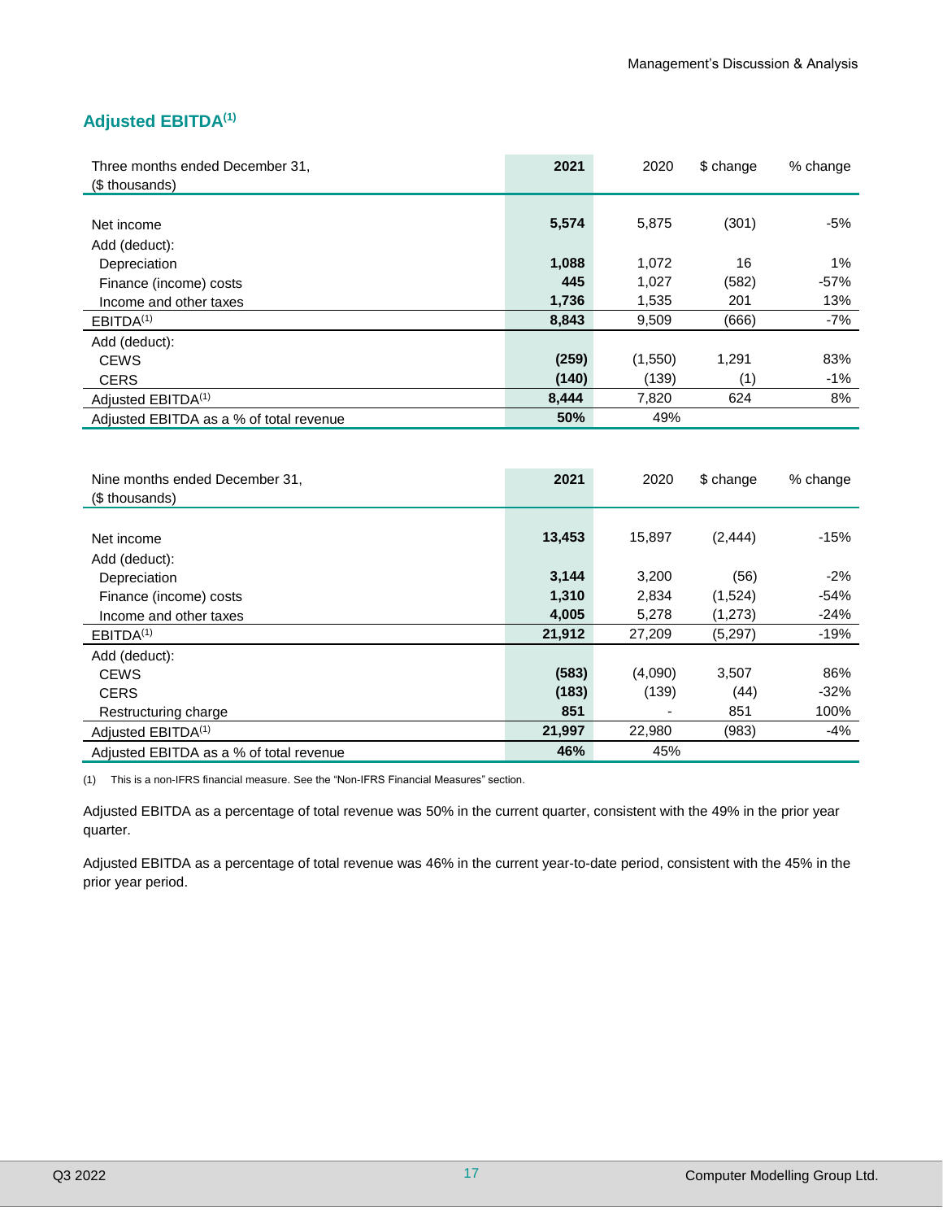## Adjusted EBITDA[1]

| Three months ended December 31, ($ thousands) | **2021** | 2020 | $ change | % change |
|---|---|---|---|---|
| Net income | **5,574** | 5,875 | (301) | -5% |
| Add (deduct): | | | | |
| Depreciation | **1,088** | 1,072 | 16 | 1% |
| Finance (income) costs | **445** | 1,027 | (582) | -57% |
| Income and other taxes | **1,736** | 1,535 | 201 | 13% |
| EBITDA[1] | **8,843** | 9,509 | (666) | -7% |
| Add (deduct): | | | | |
| CEWS | **(259)** | (1,550) | 1,291 | 83% |
| CERS | **(140)** | (139) | (1) | -1% |
| Adjusted EBITDA[1] | **8,444** | 7,820 | 624 | 8% |
| Adjusted EBITDA as a % of total revenue | **50%** | 49% | | |

| Nine months ended December 31, ($ thousands) | **2021** | 2020 | $ change | % change |
|---|---|---|---|---|
| Net income | **13,453** | 15,897 | (2,444) | -15% |
| Add (deduct): | | | | |
| Depreciation | **3,144** | 3,200 | (56) | -2% |
| Finance (income) costs | **1,310** | 2,834 | (1,524) | -54% |
| Income and other taxes | **4,005** | 5,278 | (1,273) | -24% |
| EBITDA[1] | **21,912** | 27,209 | (5,297) | -19% |
| Add (deduct): | | | | |
| CEWS | **(583)** | (4,090) | 3,507 | 86% |
| CERS | **(183)** | (139) | (44) | -32% |
| Restructuring charge | **851** | - | 851 | 100% |
| Adjusted EBITDA[1] | **21,997** | 22,980 | (983) | -4% |
| Adjusted EBITDA as a % of total revenue | **46%** | 45% | | |

(1) This is a non-IFRS financial measure. See the "Non-IFRS Financial Measures" section.

Adjusted EBITDA as a percentage of total revenue was 50% in the current quarter, consistent with the 49% in the prior year quarter.

Adjusted EBITDA as a percentage of total revenue was 46% in the current year-to-date period, consistent with the 45% in the prior year period.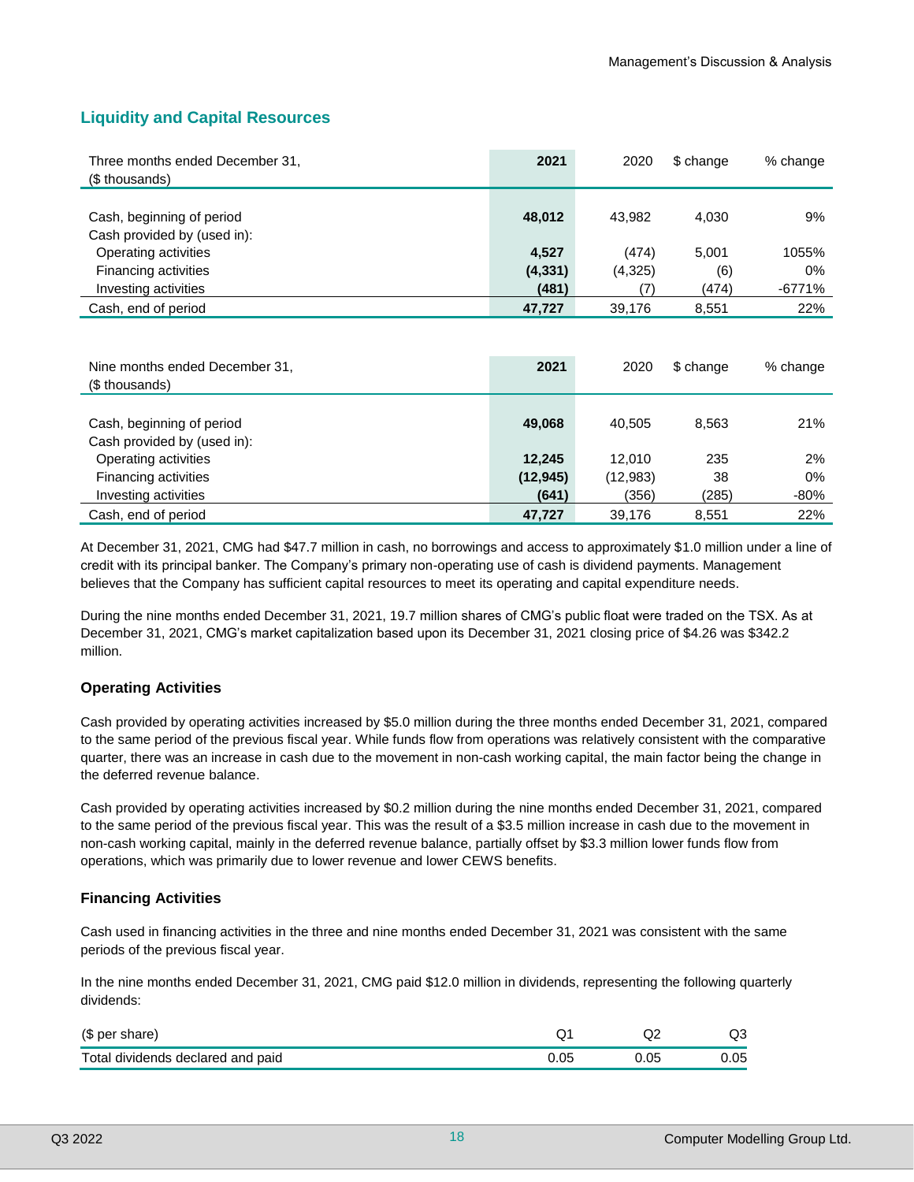## Liquidity and Capital Resources

| Three months ended December 31, ($ thousands) | 2021 | 2020 | $ change | % change |
|---|---|---|---|---|
| Cash, beginning of period | **48,012** | 43,982 | 4,030 | 9% |
| Cash provided by (used in): | | | | |
| Operating activities | **4,527** | (474) | 5,001 | 1055% |
| Financing activities | **(4,331)** | (4,325) | (6) | 0% |
| Investing activities | **(481)** | (7) | (474) | -6771% |
| Cash, end of period | **47,727** | 39,176 | 8,551 | 22% |

| Nine months ended December 31, ($ thousands) | 2021 | 2020 | $ change | % change |
|---|---|---|---|---|
| Cash, beginning of period | **49,068** | 40,505 | 8,563 | 21% |
| Cash provided by (used in): | | | | |
| Operating activities | **12,245** | 12,010 | 235 | 2% |
| Financing activities | **(12,945)** | (12,983) | 38 | 0% |
| Investing activities | **(641)** | (356) | (285) | -80% |
| Cash, end of period | **47,727** | 39,176 | 8,551 | 22% |

At December 31, 2021, CMG had $47.7 million in cash, no borrowings and access to approximately $1.0 million under a line of credit with its principal banker. The Company's primary non-operating use of cash is dividend payments. Management believes that the Company has sufficient capital resources to meet its operating and capital expenditure needs.

During the nine months ended December 31, 2021, 19.7 million shares of CMG's public float were traded on the TSX. As at December 31, 2021, CMG's market capitalization based upon its December 31, 2021 closing price of $4.26 was $342.2 million.

### Operating Activities

Cash provided by operating activities increased by $5.0 million during the three months ended December 31, 2021, compared to the same period of the previous fiscal year. While funds flow from operations was relatively consistent with the comparative quarter, there was an increase in cash due to the movement in non-cash working capital, the main factor being the change in the deferred revenue balance.

Cash provided by operating activities increased by $0.2 million during the nine months ended December 31, 2021, compared to the same period of the previous fiscal year. This was the result of a $3.5 million increase in cash due to the movement in non-cash working capital, mainly in the deferred revenue balance, partially offset by $3.3 million lower funds flow from operations, which was primarily due to lower revenue and lower CEWS benefits.

### Financing Activities

Cash used in financing activities in the three and nine months ended December 31, 2021 was consistent with the same periods of the previous fiscal year.

In the nine months ended December 31, 2021, CMG paid $12.0 million in dividends, representing the following quarterly dividends:

| ($ per share) | Q1 | Q2 | Q3 |
|---|---|---|---|
| Total dividends declared and paid | 0.05 | 0.05 | 0.05 |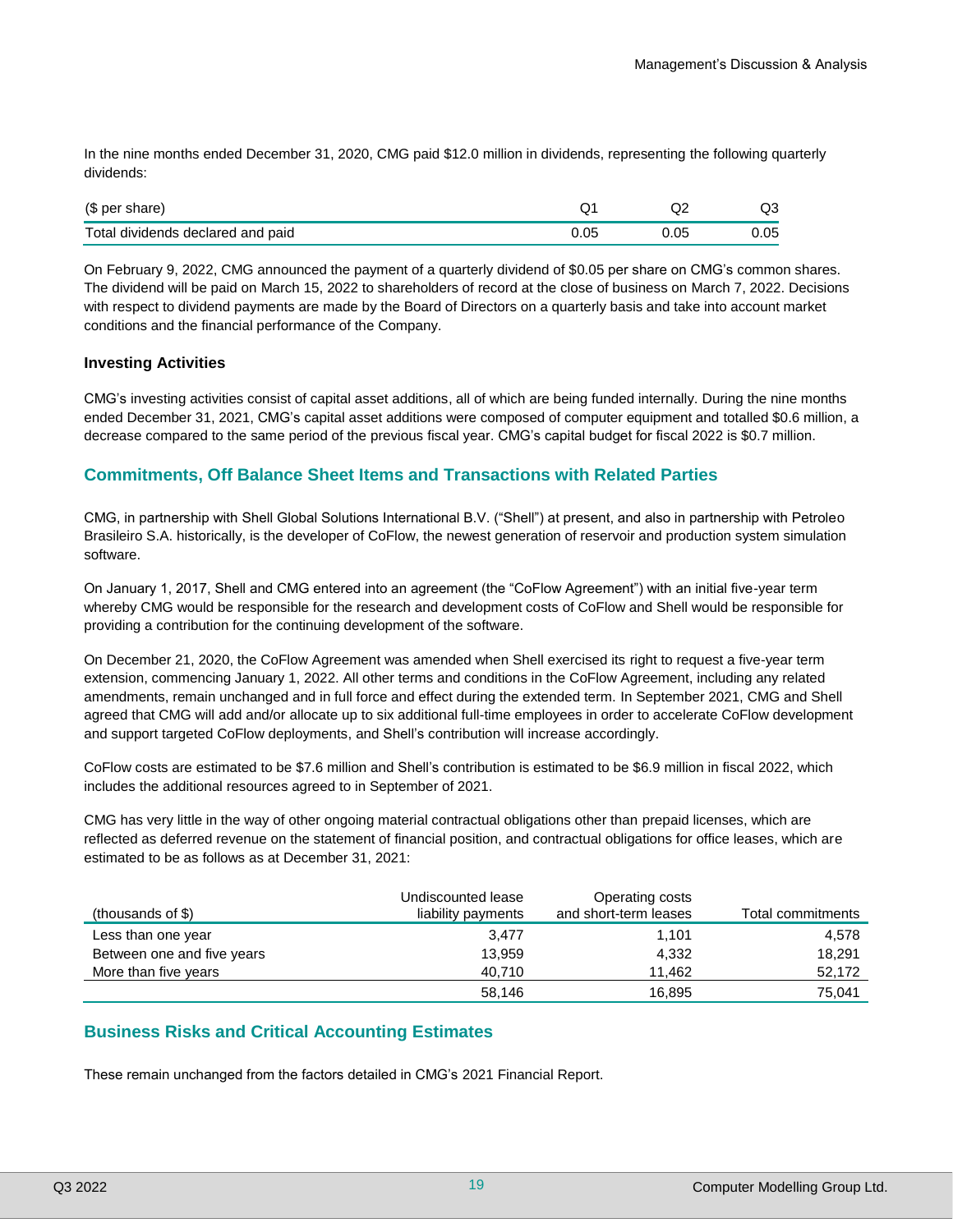In the nine months ended December 31, 2020, CMG paid $12.0 million in dividends, representing the following quarterly dividends:

| ($ per share) | Q1 | Q2 | Q3 |
| --- | --- | --- | --- |
| Total dividends declared and paid | 0.05 | 0.05 | 0.05 |

On February 9, 2022, CMG announced the payment of a quarterly dividend of $0.05 per share on CMG's common shares. The dividend will be paid on March 15, 2022 to shareholders of record at the close of business on March 7, 2022. Decisions with respect to dividend payments are made by the Board of Directors on a quarterly basis and take into account market conditions and the financial performance of the Company.

**Investing Activities**

CMG's investing activities consist of capital asset additions, all of which are being funded internally. During the nine months ended December 31, 2021, CMG's capital asset additions were composed of computer equipment and totalled $0.6 million, a decrease compared to the same period of the previous fiscal year. CMG's capital budget for fiscal 2022 is $0.7 million.

## Commitments, Off Balance Sheet Items and Transactions with Related Parties

CMG, in partnership with Shell Global Solutions International B.V. ("Shell") at present, and also in partnership with Petroleo Brasileiro S.A. historically, is the developer of CoFlow, the newest generation of reservoir and production system simulation software.

On January 1, 2017, Shell and CMG entered into an agreement (the "CoFlow Agreement") with an initial five-year term whereby CMG would be responsible for the research and development costs of CoFlow and Shell would be responsible for providing a contribution for the continuing development of the software.

On December 21, 2020, the CoFlow Agreement was amended when Shell exercised its right to request a five-year term extension, commencing January 1, 2022. All other terms and conditions in the CoFlow Agreement, including any related amendments, remain unchanged and in full force and effect during the extended term. In September 2021, CMG and Shell agreed that CMG will add and/or allocate up to six additional full-time employees in order to accelerate CoFlow development and support targeted CoFlow deployments, and Shell's contribution will increase accordingly.

CoFlow costs are estimated to be $7.6 million and Shell's contribution is estimated to be $6.9 million in fiscal 2022, which includes the additional resources agreed to in September of 2021.

CMG has very little in the way of other ongoing material contractual obligations other than prepaid licenses, which are reflected as deferred revenue on the statement of financial position, and contractual obligations for office leases, which are estimated to be as follows as at December 31, 2021:

| (thousands of $) | Undiscounted lease liability payments | Operating costs and short-term leases | Total commitments |
| --- | --- | --- | --- |
| Less than one year | 3,477 | 1,101 | 4,578 |
| Between one and five years | 13,959 | 4,332 | 18,291 |
| More than five years | 40,710 | 11,462 | 52,172 |
| | 58,146 | 16,895 | 75,041 |

## Business Risks and Critical Accounting Estimates

These remain unchanged from the factors detailed in CMG's 2021 Financial Report.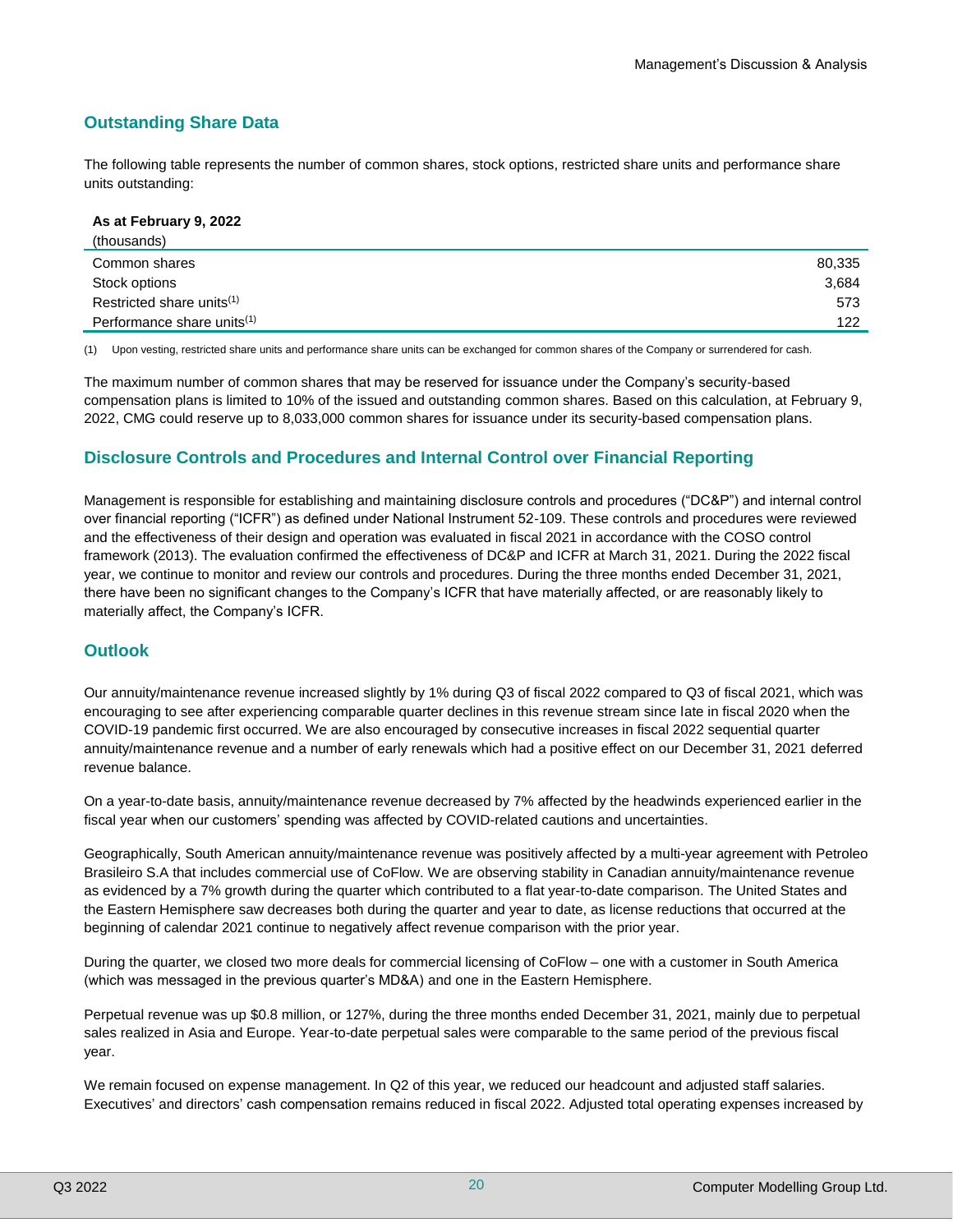## Outstanding Share Data

The following table represents the number of common shares, stock options, restricted share units and performance share units outstanding:

| As at February 9, 2022 (thousands) | |
|---|---|
| Common shares | 80,335 |
| Stock options | 3,684 |
| Restricted share units[(1)] | 573 |
| Performance share units[(1)] | 122 |

(1) Upon vesting, restricted share units and performance share units can be exchanged for common shares of the Company or surrendered for cash.

The maximum number of common shares that may be reserved for issuance under the Company's security-based compensation plans is limited to 10% of the issued and outstanding common shares. Based on this calculation, at February 9, 2022, CMG could reserve up to 8,033,000 common shares for issuance under its security-based compensation plans.

## Disclosure Controls and Procedures and Internal Control over Financial Reporting

Management is responsible for establishing and maintaining disclosure controls and procedures ("DC&P") and internal control over financial reporting ("ICFR") as defined under National Instrument 52-109. These controls and procedures were reviewed and the effectiveness of their design and operation was evaluated in fiscal 2021 in accordance with the COSO control framework (2013). The evaluation confirmed the effectiveness of DC&P and ICFR at March 31, 2021. During the 2022 fiscal year, we continue to monitor and review our controls and procedures. During the three months ended December 31, 2021, there have been no significant changes to the Company's ICFR that have materially affected, or are reasonably likely to materially affect, the Company's ICFR.

## Outlook

Our annuity/maintenance revenue increased slightly by 1% during Q3 of fiscal 2022 compared to Q3 of fiscal 2021, which was encouraging to see after experiencing comparable quarter declines in this revenue stream since late in fiscal 2020 when the COVID-19 pandemic first occurred. We are also encouraged by consecutive increases in fiscal 2022 sequential quarter annuity/maintenance revenue and a number of early renewals which had a positive effect on our December 31, 2021 deferred revenue balance.

On a year-to-date basis, annuity/maintenance revenue decreased by 7% affected by the headwinds experienced earlier in the fiscal year when our customers' spending was affected by COVID-related cautions and uncertainties.

Geographically, South American annuity/maintenance revenue was positively affected by a multi-year agreement with Petroleo Brasileiro S.A that includes commercial use of CoFlow. We are observing stability in Canadian annuity/maintenance revenue as evidenced by a 7% growth during the quarter which contributed to a flat year-to-date comparison. The United States and the Eastern Hemisphere saw decreases both during the quarter and year to date, as license reductions that occurred at the beginning of calendar 2021 continue to negatively affect revenue comparison with the prior year.

During the quarter, we closed two more deals for commercial licensing of CoFlow – one with a customer in South America (which was messaged in the previous quarter's MD&A) and one in the Eastern Hemisphere.

Perpetual revenue was up $0.8 million, or 127%, during the three months ended December 31, 2021, mainly due to perpetual sales realized in Asia and Europe. Year-to-date perpetual sales were comparable to the same period of the previous fiscal year.

We remain focused on expense management. In Q2 of this year, we reduced our headcount and adjusted staff salaries. Executives' and directors' cash compensation remains reduced in fiscal 2022. Adjusted total operating expenses increased by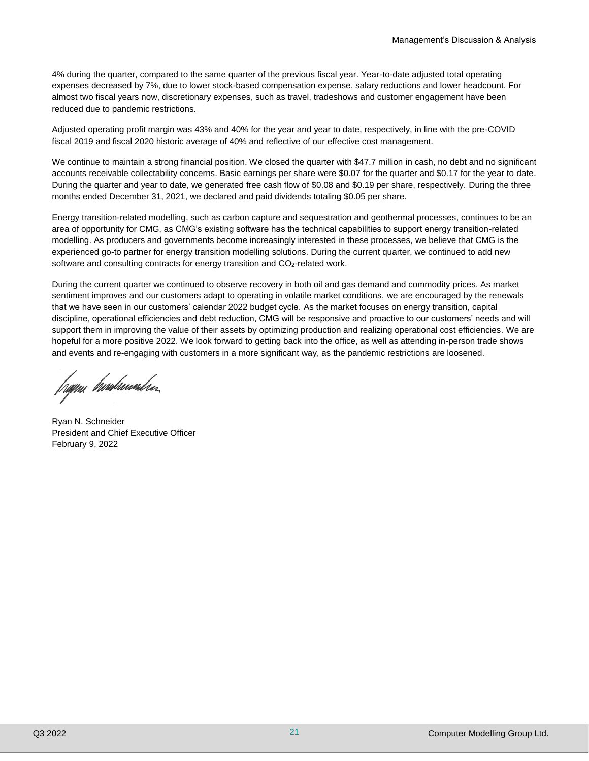4% during the quarter, compared to the same quarter of the previous fiscal year. Year-to-date adjusted total operating expenses decreased by 7%, due to lower stock-based compensation expense, salary reductions and lower headcount. For almost two fiscal years now, discretionary expenses, such as travel, tradeshows and customer engagement have been reduced due to pandemic restrictions.

Adjusted operating profit margin was 43% and 40% for the year and year to date, respectively, in line with the pre-COVID fiscal 2019 and fiscal 2020 historic average of 40% and reflective of our effective cost management.

We continue to maintain a strong financial position. We closed the quarter with $47.7 million in cash, no debt and no significant accounts receivable collectability concerns. Basic earnings per share were $0.07 for the quarter and $0.17 for the year to date. During the quarter and year to date, we generated free cash flow of $0.08 and $0.19 per share, respectively. During the three months ended December 31, 2021, we declared and paid dividends totaling $0.05 per share.

Energy transition-related modelling, such as carbon capture and sequestration and geothermal processes, continues to be an area of opportunity for CMG, as CMG's existing software has the technical capabilities to support energy transition-related modelling. As producers and governments become increasingly interested in these processes, we believe that CMG is the experienced go-to partner for energy transition modelling solutions. During the current quarter, we continued to add new software and consulting contracts for energy transition and $CO_2$-related work.

During the current quarter we continued to observe recovery in both oil and gas demand and commodity prices. As market sentiment improves and our customers adapt to operating in volatile market conditions, we are encouraged by the renewals that we have seen in our customers' calendar 2022 budget cycle. As the market focuses on energy transition, capital discipline, operational efficiencies and debt reduction, CMG will be responsive and proactive to our customers' needs and will support them in improving the value of their assets by optimizing production and realizing operational cost efficiencies. We are hopeful for a more positive 2022. We look forward to getting back into the office, as well as attending in-person trade shows and events and re-engaging with customers in a more significant way, as the pandemic restrictions are loosened.

Ryan N. Schneider
President and Chief Executive Officer
February 9, 2022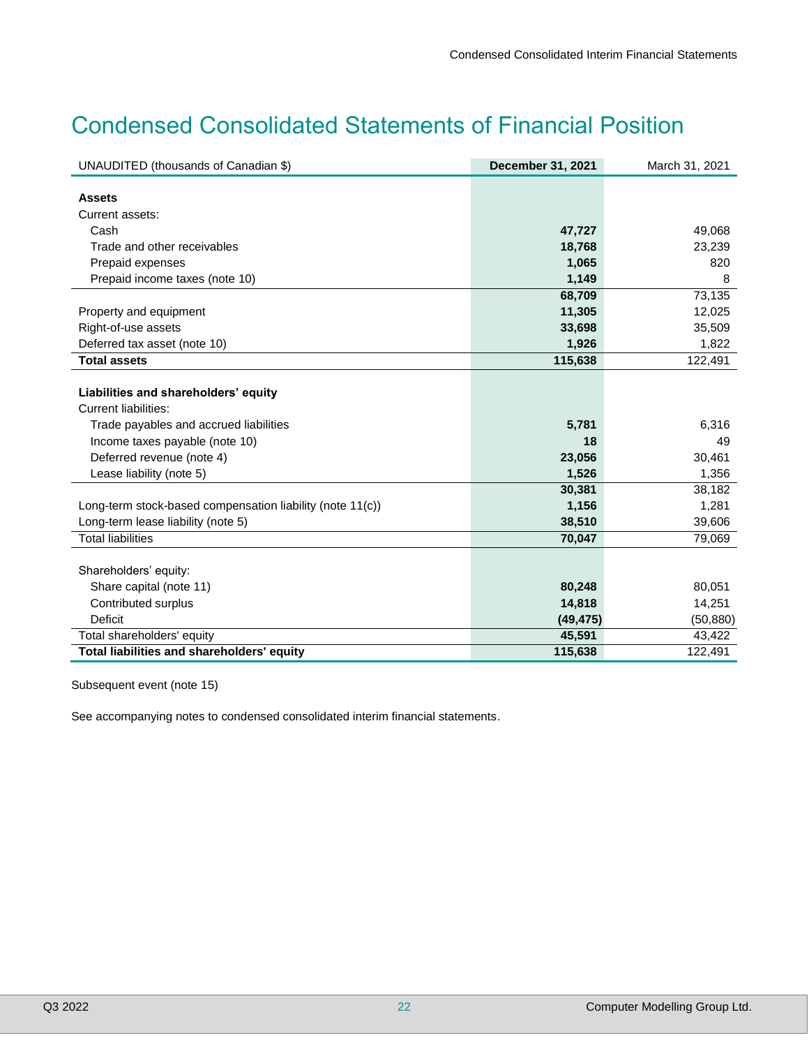# Condensed Consolidated Statements of Financial Position

| UNAUDITED (thousands of Canadian $) | **December 31, 2021** | March 31, 2021 |
|---|---|---|
| **Assets** | | |
| Current assets: | | |
| Cash | **47,727** | 49,068 |
| Trade and other receivables | **18,768** | 23,239 |
| Prepaid expenses | **1,065** | 820 |
| Prepaid income taxes (note 10) | **1,149** | 8 |
| | **68,709** | 73,135 |
| Property and equipment | **11,305** | 12,025 |
| Right-of-use assets | **33,698** | 35,509 |
| Deferred tax asset (note 10) | **1,926** | 1,822 |
| **Total assets** | **115,638** | 122,491 |
| **Liabilities and shareholders' equity** | | |
| Current liabilities: | | |
| Trade payables and accrued liabilities | **5,781** | 6,316 |
| Income taxes payable (note 10) | **18** | 49 |
| Deferred revenue (note 4) | **23,056** | 30,461 |
| Lease liability (note 5) | **1,526** | 1,356 |
| | **30,381** | 38,182 |
| Long-term stock-based compensation liability (note 11(c)) | **1,156** | 1,281 |
| Long-term lease liability (note 5) | **38,510** | 39,606 |
| Total liabilities | **70,047** | 79,069 |
| Shareholders' equity: | | |
| Share capital (note 11) | **80,248** | 80,051 |
| Contributed surplus | **14,818** | 14,251 |
| Deficit | **(49,475)** | (50,880) |
| Total shareholders' equity | **45,591** | 43,422 |
| **Total liabilities and shareholders' equity** | **115,638** | 122,491 |

Subsequent event (note 15)

See accompanying notes to condensed consolidated interim financial statements.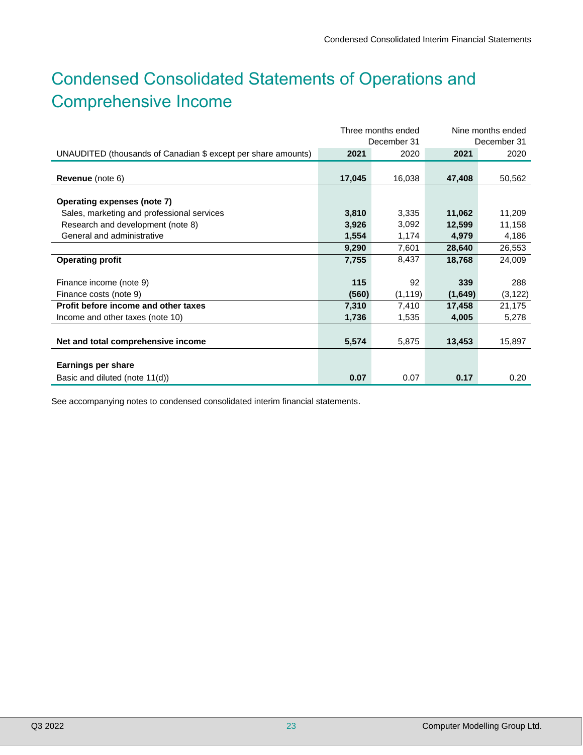# Condensed Consolidated Statements of Operations and Comprehensive Income

| UNAUDITED (thousands of Canadian $ except per share amounts) | Three months ended December 31 | | Nine months ended December 31 | |
|---|---|---|---|---|
| | **2021** | 2020 | **2021** | 2020 |
| **Revenue** (note 6) | **17,045** | 16,038 | **47,408** | 50,562 |
| **Operating expenses (note 7)** | | | | |
| Sales, marketing and professional services | **3,810** | 3,335 | **11,062** | 11,209 |
| Research and development (note 8) | **3,926** | 3,092 | **12,599** | 11,158 |
| General and administrative | **1,554** | 1,174 | **4,979** | 4,186 |
| | **9,290** | 7,601 | **28,640** | 26,553 |
| **Operating profit** | **7,755** | 8,437 | **18,768** | 24,009 |
| Finance income (note 9) | **115** | 92 | **339** | 288 |
| Finance costs (note 9) | **(560)** | (1,119) | **(1,649)** | (3,122) |
| **Profit before income and other taxes** | **7,310** | 7,410 | **17,458** | 21,175 |
| Income and other taxes (note 10) | **1,736** | 1,535 | **4,005** | 5,278 |
| **Net and total comprehensive income** | **5,574** | 5,875 | **13,453** | 15,897 |
| **Earnings per share** | | | | |
| Basic and diluted (note 11(d)) | **0.07** | 0.07 | **0.17** | 0.20 |

See accompanying notes to condensed consolidated interim financial statements.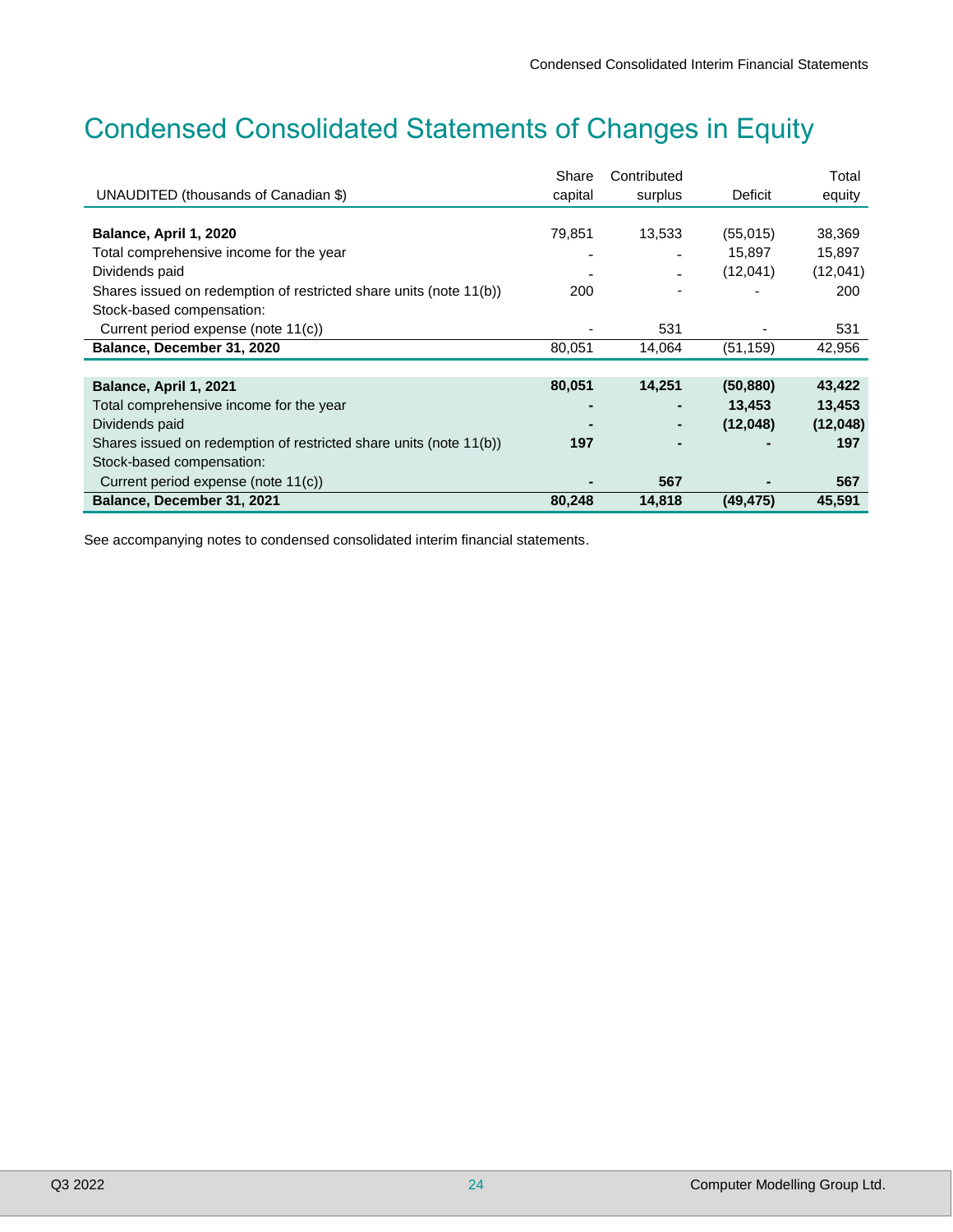# Condensed Consolidated Statements of Changes in Equity

| UNAUDITED (thousands of Canadian $) | Share capital | Contributed surplus | Deficit | Total equity |
|---|---|---|---|---|
| **Balance, April 1, 2020** | 79,851 | 13,533 | (55,015) | 38,369 |
| Total comprehensive income for the year | - | - | 15,897 | 15,897 |
| Dividends paid | - | - | (12,041) | (12,041) |
| Shares issued on redemption of restricted share units (note 11(b)) | 200 | - | - | 200 |
| Stock-based compensation: | | | | |
| Current period expense (note 11(c)) | - | 531 | - | 531 |
| **Balance, December 31, 2020** | 80,051 | 14,064 | (51,159) | 42,956 |
| | | | | |
| **Balance, April 1, 2021** | **80,051** | **14,251** | **(50,880)** | **43,422** |
| Total comprehensive income for the year | **-** | **-** | **13,453** | **13,453** |
| Dividends paid | **-** | **-** | **(12,048)** | **(12,048)** |
| Shares issued on redemption of restricted share units (note 11(b)) | **197** | **-** | **-** | **197** |
| Stock-based compensation: | | | | |
| Current period expense (note 11(c)) | **-** | **567** | **-** | **567** |
| **Balance, December 31, 2021** | **80,248** | **14,818** | **(49,475)** | **45,591** |

See accompanying notes to condensed consolidated interim financial statements.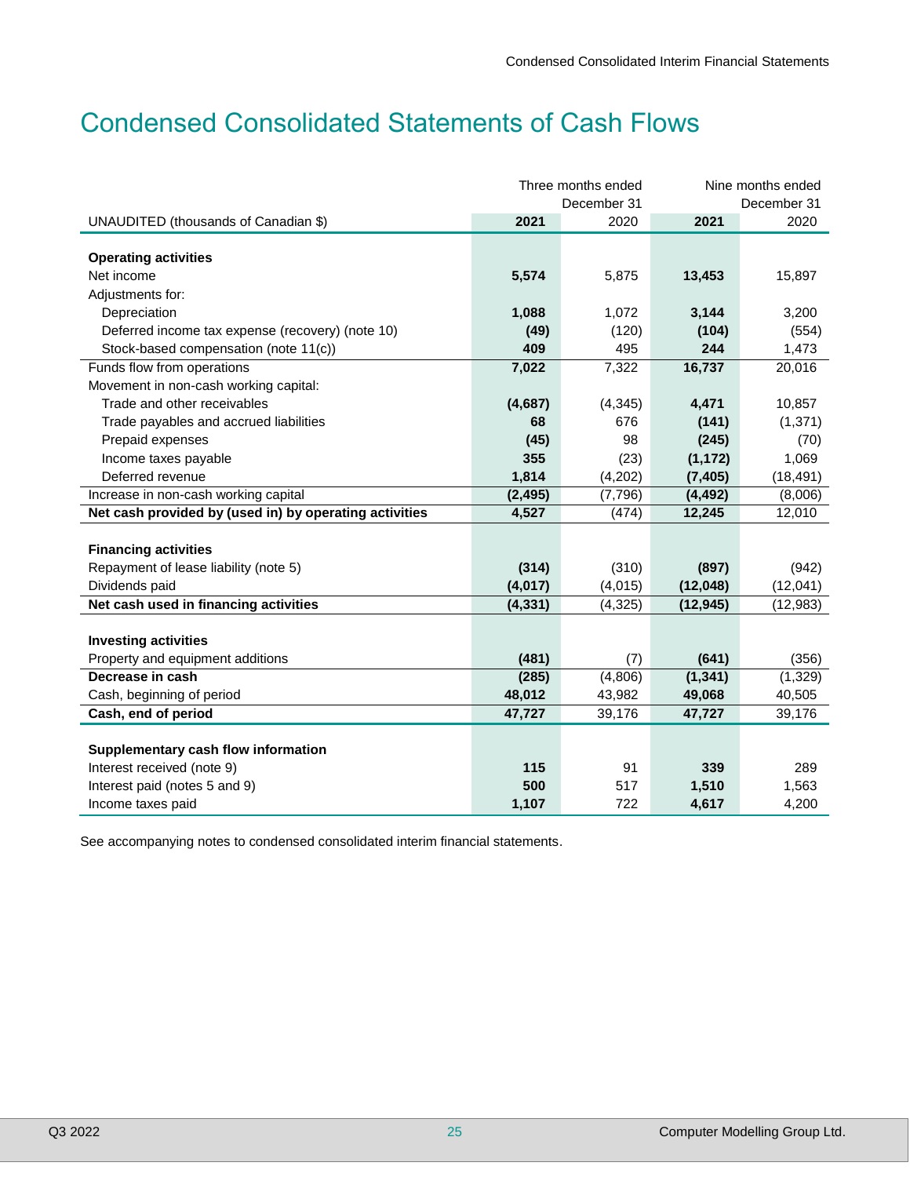# Condensed Consolidated Statements of Cash Flows

| UNAUDITED (thousands of Canadian $) | Three months ended December 31 | | Nine months ended December 31 | |
|---|---|---|---|---|
| | **2021** | 2020 | **2021** | 2020 |
| **Operating activities** | | | | |
| Net income | **5,574** | 5,875 | **13,453** | 15,897 |
| Adjustments for: | | | | |
| Depreciation | **1,088** | 1,072 | **3,144** | 3,200 |
| Deferred income tax expense (recovery) (note 10) | **(49)** | (120) | **(104)** | (554) |
| Stock-based compensation (note 11(c)) | **409** | 495 | **244** | 1,473 |
| Funds flow from operations | **7,022** | 7,322 | **16,737** | 20,016 |
| Movement in non-cash working capital: | | | | |
| Trade and other receivables | **(4,687)** | (4,345) | **4,471** | 10,857 |
| Trade payables and accrued liabilities | **68** | 676 | **(141)** | (1,371) |
| Prepaid expenses | **(45)** | 98 | **(245)** | (70) |
| Income taxes payable | **355** | (23) | **(1,172)** | 1,069 |
| Deferred revenue | **1,814** | (4,202) | **(7,405)** | (18,491) |
| Increase in non-cash working capital | **(2,495)** | (7,796) | **(4,492)** | (8,006) |
| **Net cash provided by (used in) by operating activities** | **4,527** | (474) | **12,245** | 12,010 |
| **Financing activities** | | | | |
| Repayment of lease liability (note 5) | **(314)** | (310) | **(897)** | (942) |
| Dividends paid | **(4,017)** | (4,015) | **(12,048)** | (12,041) |
| **Net cash used in financing activities** | **(4,331)** | (4,325) | **(12,945)** | (12,983) |
| **Investing activities** | | | | |
| Property and equipment additions | **(481)** | (7) | **(641)** | (356) |
| **Decrease in cash** | **(285)** | (4,806) | **(1,341)** | (1,329) |
| Cash, beginning of period | **48,012** | 43,982 | **49,068** | 40,505 |
| **Cash, end of period** | **47,727** | 39,176 | **47,727** | 39,176 |
| **Supplementary cash flow information** | | | | |
| Interest received (note 9) | **115** | 91 | **339** | 289 |
| Interest paid (notes 5 and 9) | **500** | 517 | **1,510** | 1,563 |
| Income taxes paid | **1,107** | 722 | **4,617** | 4,200 |

See accompanying notes to condensed consolidated interim financial statements.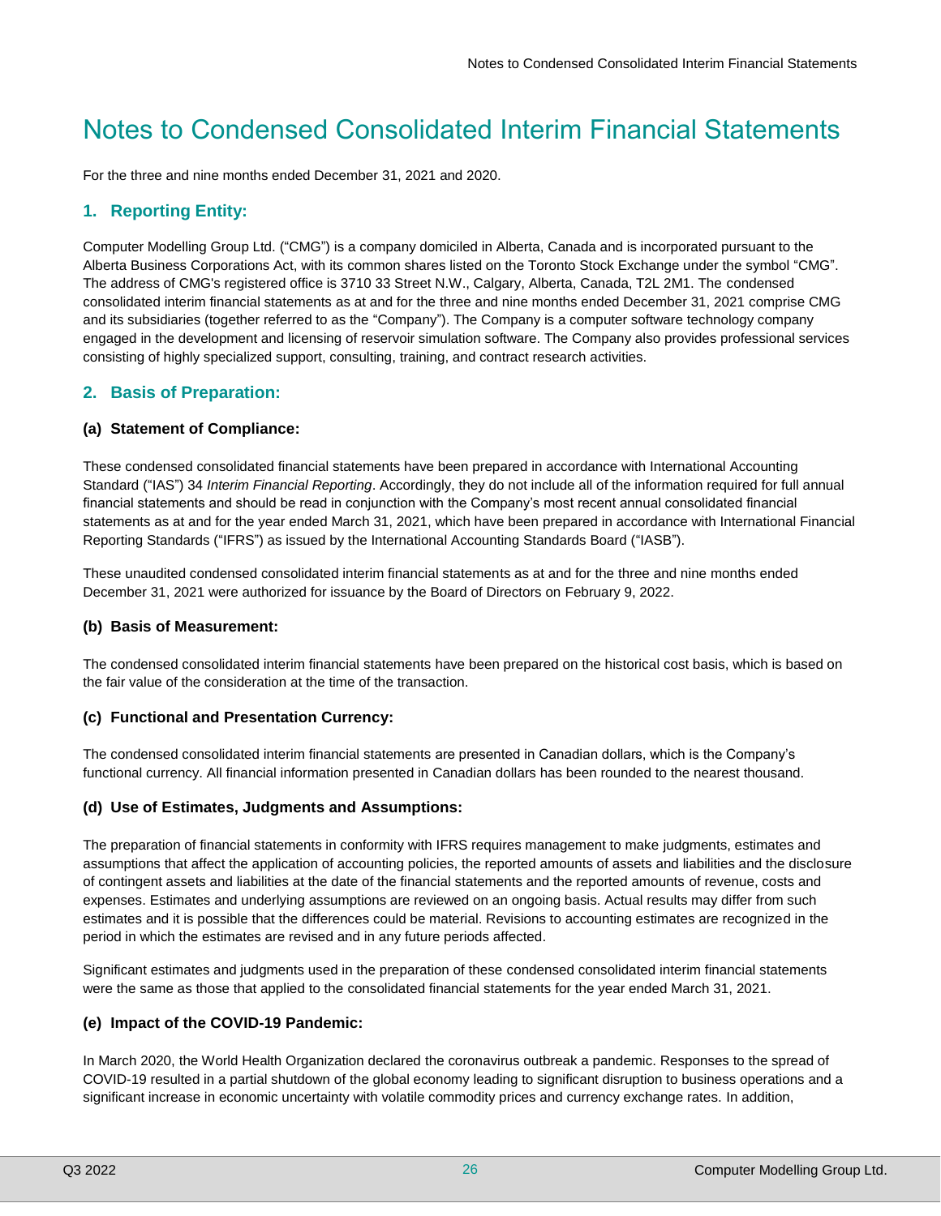# Notes to Condensed Consolidated Interim Financial Statements

For the three and nine months ended December 31, 2021 and 2020.

## 1. Reporting Entity:

Computer Modelling Group Ltd. ("CMG") is a company domiciled in Alberta, Canada and is incorporated pursuant to the Alberta Business Corporations Act, with its common shares listed on the Toronto Stock Exchange under the symbol "CMG". The address of CMG's registered office is 3710 33 Street N.W., Calgary, Alberta, Canada, T2L 2M1. The condensed consolidated interim financial statements as at and for the three and nine months ended December 31, 2021 comprise CMG and its subsidiaries (together referred to as the "Company"). The Company is a computer software technology company engaged in the development and licensing of reservoir simulation software. The Company also provides professional services consisting of highly specialized support, consulting, training, and contract research activities.

## 2. Basis of Preparation:

### (a) Statement of Compliance:

These condensed consolidated financial statements have been prepared in accordance with International Accounting Standard ("IAS") 34 *Interim Financial Reporting*. Accordingly, they do not include all of the information required for full annual financial statements and should be read in conjunction with the Company's most recent annual consolidated financial statements as at and for the year ended March 31, 2021, which have been prepared in accordance with International Financial Reporting Standards ("IFRS") as issued by the International Accounting Standards Board ("IASB").

These unaudited condensed consolidated interim financial statements as at and for the three and nine months ended December 31, 2021 were authorized for issuance by the Board of Directors on February 9, 2022.

### (b) Basis of Measurement:

The condensed consolidated interim financial statements have been prepared on the historical cost basis, which is based on the fair value of the consideration at the time of the transaction.

### (c) Functional and Presentation Currency:

The condensed consolidated interim financial statements are presented in Canadian dollars, which is the Company's functional currency. All financial information presented in Canadian dollars has been rounded to the nearest thousand.

### (d) Use of Estimates, Judgments and Assumptions:

The preparation of financial statements in conformity with IFRS requires management to make judgments, estimates and assumptions that affect the application of accounting policies, the reported amounts of assets and liabilities and the disclosure of contingent assets and liabilities at the date of the financial statements and the reported amounts of revenue, costs and expenses. Estimates and underlying assumptions are reviewed on an ongoing basis. Actual results may differ from such estimates and it is possible that the differences could be material. Revisions to accounting estimates are recognized in the period in which the estimates are revised and in any future periods affected.

Significant estimates and judgments used in the preparation of these condensed consolidated interim financial statements were the same as those that applied to the consolidated financial statements for the year ended March 31, 2021.

### (e) Impact of the COVID-19 Pandemic:

In March 2020, the World Health Organization declared the coronavirus outbreak a pandemic. Responses to the spread of COVID-19 resulted in a partial shutdown of the global economy leading to significant disruption to business operations and a significant increase in economic uncertainty with volatile commodity prices and currency exchange rates. In addition,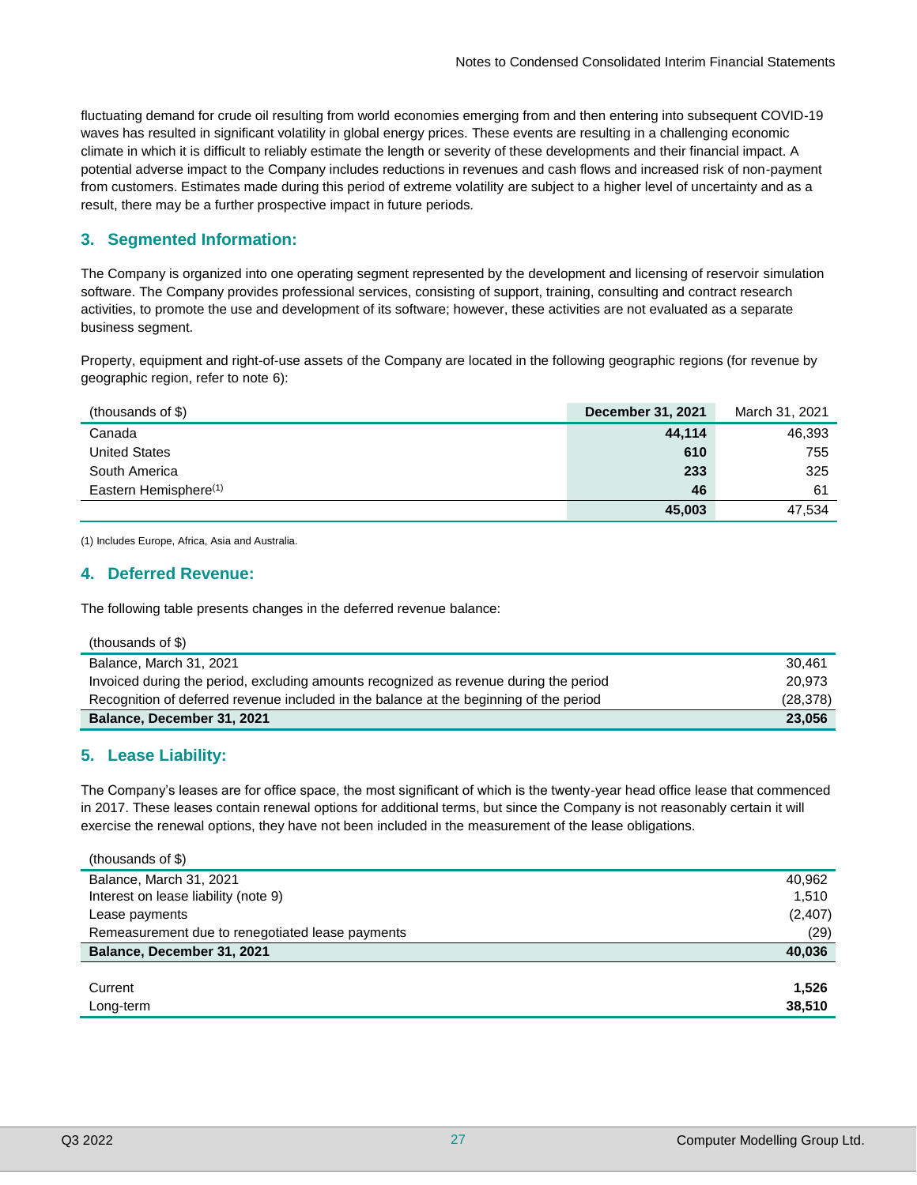fluctuating demand for crude oil resulting from world economies emerging from and then entering into subsequent COVID-19 waves has resulted in significant volatility in global energy prices. These events are resulting in a challenging economic climate in which it is difficult to reliably estimate the length or severity of these developments and their financial impact. A potential adverse impact to the Company includes reductions in revenues and cash flows and increased risk of non-payment from customers. Estimates made during this period of extreme volatility are subject to a higher level of uncertainty and as a result, there may be a further prospective impact in future periods.

## 3. Segmented Information:

The Company is organized into one operating segment represented by the development and licensing of reservoir simulation software. The Company provides professional services, consisting of support, training, consulting and contract research activities, to promote the use and development of its software; however, these activities are not evaluated as a separate business segment.

Property, equipment and right-of-use assets of the Company are located in the following geographic regions (for revenue by geographic region, refer to note 6):

| (thousands of $) | **December 31, 2021** | March 31, 2021 |
|---|---|---|
| Canada | **44,114** | 46,393 |
| United States | **610** | 755 |
| South America | **233** | 325 |
| Eastern Hemisphere[(1)] | **46** | 61 |
| | **45,003** | 47,534 |

(1) Includes Europe, Africa, Asia and Australia.

## 4. Deferred Revenue:

The following table presents changes in the deferred revenue balance:

| (thousands of $) | |
|---|---|
| Balance, March 31, 2021 | 30,461 |
| Invoiced during the period, excluding amounts recognized as revenue during the period | 20,973 |
| Recognition of deferred revenue included in the balance at the beginning of the period | (28,378) |
| **Balance, December 31, 2021** | **23,056** |

## 5. Lease Liability:

The Company's leases are for office space, the most significant of which is the twenty-year head office lease that commenced in 2017. These leases contain renewal options for additional terms, but since the Company is not reasonably certain it will exercise the renewal options, they have not been included in the measurement of the lease obligations.

| (thousands of $) | |
|---|---|
| Balance, March 31, 2021 | 40,962 |
| Interest on lease liability (note 9) | 1,510 |
| Lease payments | (2,407) |
| Remeasurement due to renegotiated lease payments | (29) |
| **Balance, December 31, 2021** | **40,036** |
| | |
| Current | **1,526** |
| Long-term | **38,510** |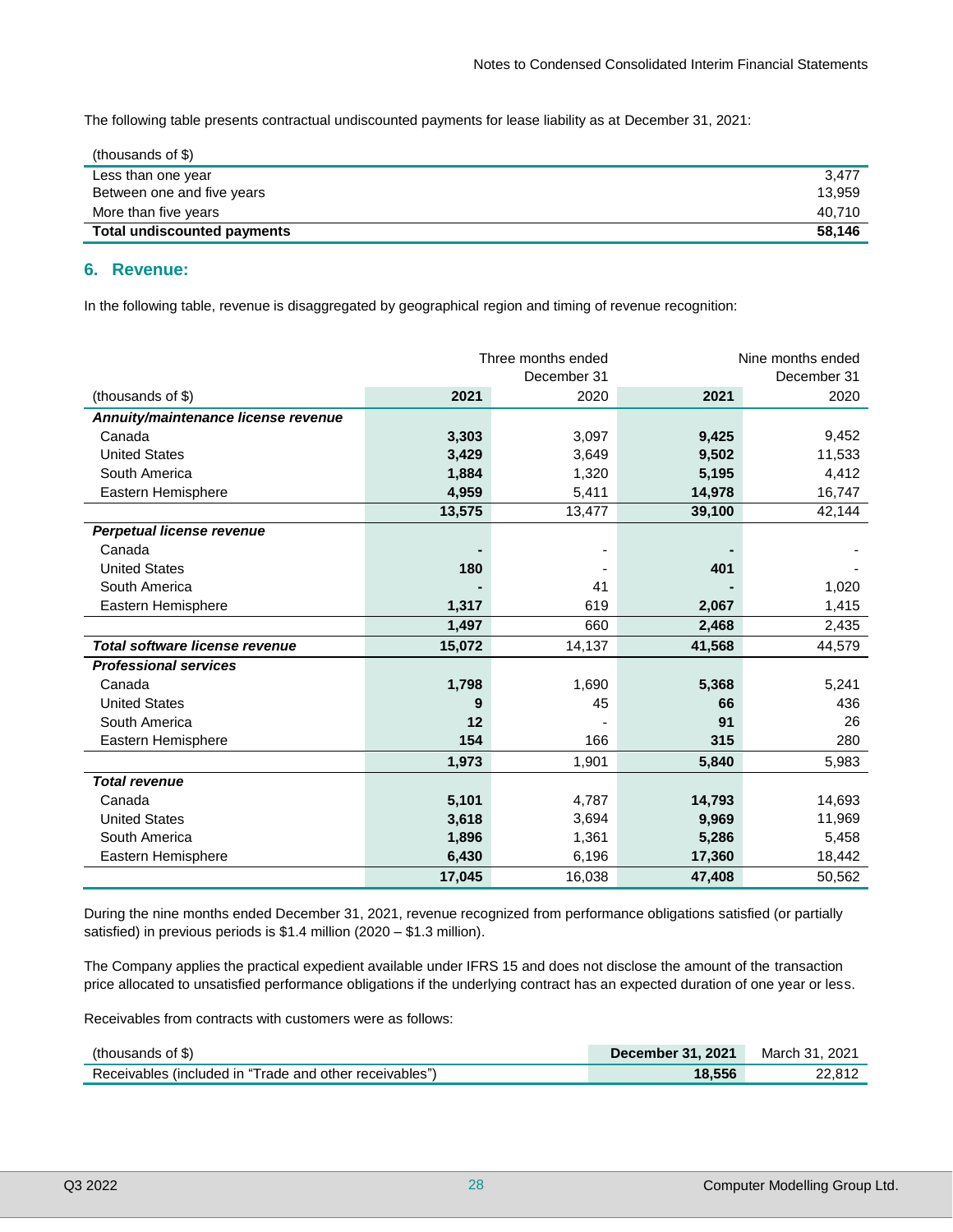The following table presents contractual undiscounted payments for lease liability as at December 31, 2021:

| (thousands of $) | |
|---|---|
| Less than one year | 3,477 |
| Between one and five years | 13,959 |
| More than five years | 40,710 |
| **Total undiscounted payments** | **58,146** |

## 6. Revenue:

In the following table, revenue is disaggregated by geographical region and timing of revenue recognition:

| | Three months ended December 31 | | Nine months ended December 31 | |
|---|---|---|---|---|
| (thousands of $) | **2021** | 2020 | **2021** | 2020 |
| ***Annuity/maintenance license revenue*** | | | | |
| Canada | **3,303** | 3,097 | **9,425** | 9,452 |
| United States | **3,429** | 3,649 | **9,502** | 11,533 |
| South America | **1,884** | 1,320 | **5,195** | 4,412 |
| Eastern Hemisphere | **4,959** | 5,411 | **14,978** | 16,747 |
| | **13,575** | 13,477 | **39,100** | 42,144 |
| ***Perpetual license revenue*** | | | | |
| Canada | **-** | - | **-** | - |
| United States | **180** | - | **401** | - |
| South America | **-** | 41 | **-** | 1,020 |
| Eastern Hemisphere | **1,317** | 619 | **2,067** | 1,415 |
| | **1,497** | 660 | **2,468** | 2,435 |
| ***Total software license revenue*** | **15,072** | 14,137 | **41,568** | 44,579 |
| ***Professional services*** | | | | |
| Canada | **1,798** | 1,690 | **5,368** | 5,241 |
| United States | **9** | 45 | **66** | 436 |
| South America | **12** | - | **91** | 26 |
| Eastern Hemisphere | **154** | 166 | **315** | 280 |
| | **1,973** | 1,901 | **5,840** | 5,983 |
| ***Total revenue*** | | | | |
| Canada | **5,101** | 4,787 | **14,793** | 14,693 |
| United States | **3,618** | 3,694 | **9,969** | 11,969 |
| South America | **1,896** | 1,361 | **5,286** | 5,458 |
| Eastern Hemisphere | **6,430** | 6,196 | **17,360** | 18,442 |
| | **17,045** | 16,038 | **47,408** | 50,562 |

During the nine months ended December 31, 2021, revenue recognized from performance obligations satisfied (or partially satisfied) in previous periods is $1.4 million (2020 – $1.3 million).

The Company applies the practical expedient available under IFRS 15 and does not disclose the amount of the transaction price allocated to unsatisfied performance obligations if the underlying contract has an expected duration of one year or less.

Receivables from contracts with customers were as follows:

| (thousands of $) | **December 31, 2021** | March 31, 2021 |
|---|---|---|
| Receivables (included in "Trade and other receivables") | **18,556** | 22,812 |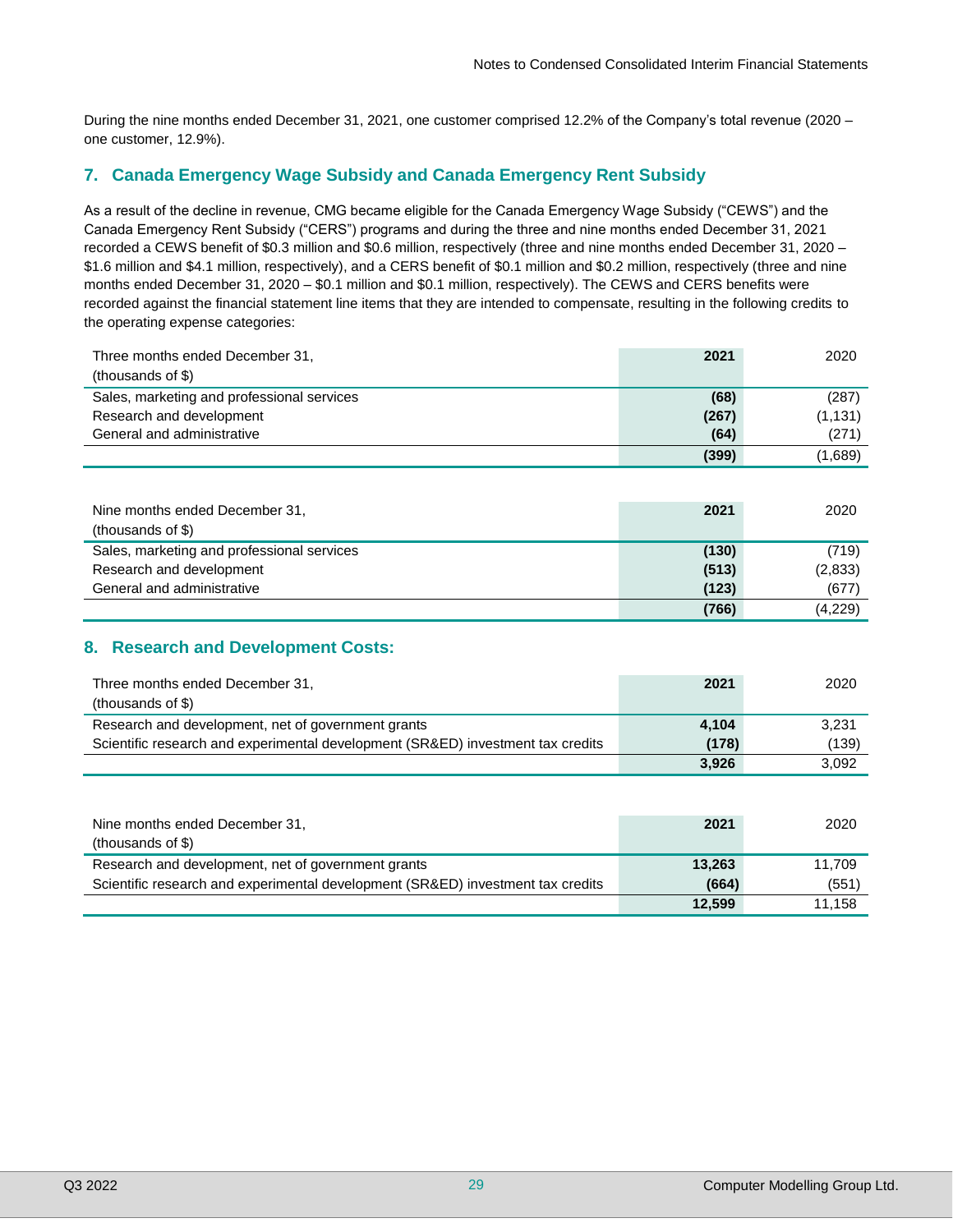During the nine months ended December 31, 2021, one customer comprised 12.2% of the Company's total revenue (2020 – one customer, 12.9%).

## 7. Canada Emergency Wage Subsidy and Canada Emergency Rent Subsidy

As a result of the decline in revenue, CMG became eligible for the Canada Emergency Wage Subsidy ("CEWS") and the Canada Emergency Rent Subsidy ("CERS") programs and during the three and nine months ended December 31, 2021 recorded a CEWS benefit of $0.3 million and $0.6 million, respectively (three and nine months ended December 31, 2020 – $1.6 million and $4.1 million, respectively), and a CERS benefit of $0.1 million and $0.2 million, respectively (three and nine months ended December 31, 2020 – $0.1 million and $0.1 million, respectively). The CEWS and CERS benefits were recorded against the financial statement line items that they are intended to compensate, resulting in the following credits to the operating expense categories:

| Three months ended December 31,<br>(thousands of $) | **2021** | 2020 |
|---|---|---|
| Sales, marketing and professional services | **(68)** | (287) |
| Research and development | **(267)** | (1,131) |
| General and administrative | **(64)** | (271) |
| | **(399)** | (1,689) |

| Nine months ended December 31,<br>(thousands of $) | **2021** | 2020 |
|---|---|---|
| Sales, marketing and professional services | **(130)** | (719) |
| Research and development | **(513)** | (2,833) |
| General and administrative | **(123)** | (677) |
| | **(766)** | (4,229) |

## 8. Research and Development Costs:

| Three months ended December 31,<br>(thousands of $) | **2021** | 2020 |
|---|---|---|
| Research and development, net of government grants | **4,104** | 3,231 |
| Scientific research and experimental development (SR&ED) investment tax credits | **(178)** | (139) |
| | **3,926** | 3,092 |

| Nine months ended December 31,<br>(thousands of $) | **2021** | 2020 |
|---|---|---|
| Research and development, net of government grants | **13,263** | 11,709 |
| Scientific research and experimental development (SR&ED) investment tax credits | **(664)** | (551) |
| | **12,599** | 11,158 |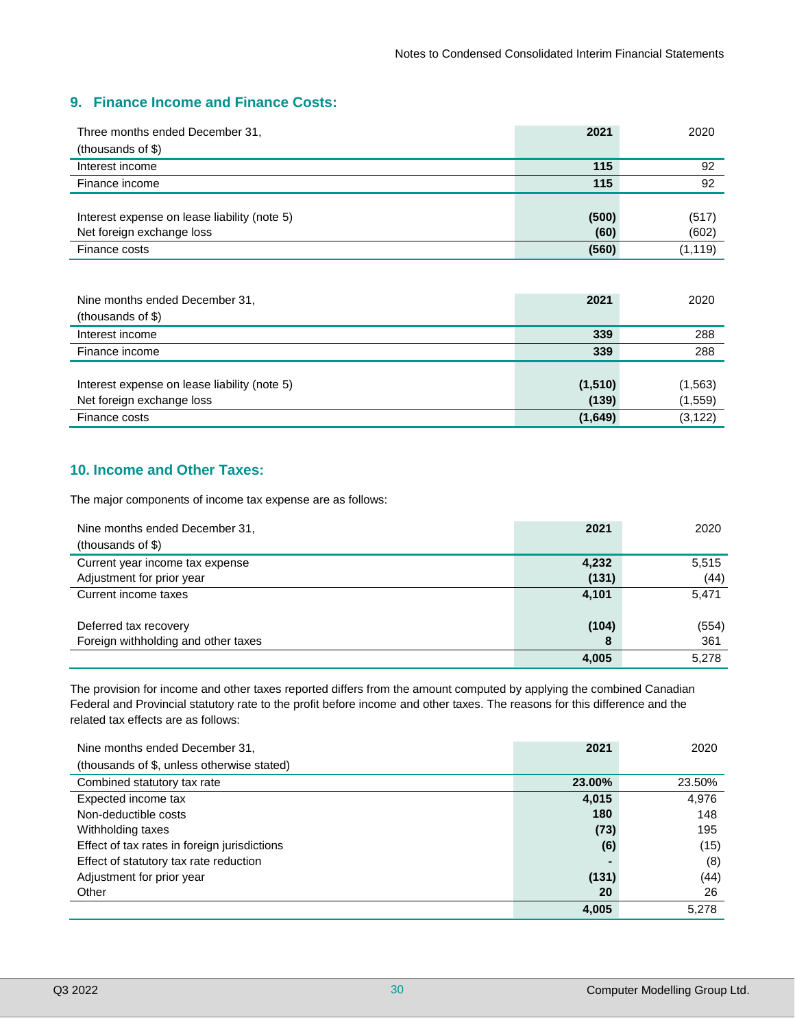## 9. Finance Income and Finance Costs:

| Three months ended December 31, (thousands of $) | 2021 | 2020 |
|---|---|---|
| Interest income | 115 | 92 |
| Finance income | 115 | 92 |
| | | |
| Interest expense on lease liability (note 5) | (500) | (517) |
| Net foreign exchange loss | (60) | (602) |
| Finance costs | (560) | (1,119) |

| Nine months ended December 31, (thousands of $) | 2021 | 2020 |
|---|---|---|
| Interest income | 339 | 288 |
| Finance income | 339 | 288 |
| | | |
| Interest expense on lease liability (note 5) | (1,510) | (1,563) |
| Net foreign exchange loss | (139) | (1,559) |
| Finance costs | (1,649) | (3,122) |

## 10. Income and Other Taxes:

The major components of income tax expense are as follows:

| Nine months ended December 31, (thousands of $) | 2021 | 2020 |
|---|---|---|
| Current year income tax expense | 4,232 | 5,515 |
| Adjustment for prior year | (131) | (44) |
| Current income taxes | 4,101 | 5,471 |
| | | |
| Deferred tax recovery | (104) | (554) |
| Foreign withholding and other taxes | 8 | 361 |
| | 4,005 | 5,278 |

The provision for income and other taxes reported differs from the amount computed by applying the combined Canadian Federal and Provincial statutory rate to the profit before income and other taxes. The reasons for this difference and the related tax effects are as follows:

| Nine months ended December 31, (thousands of $, unless otherwise stated) | 2021 | 2020 |
|---|---|---|
| Combined statutory tax rate | 23.00% | 23.50% |
| Expected income tax | 4,015 | 4,976 |
| Non-deductible costs | 180 | 148 |
| Withholding taxes | (73) | 195 |
| Effect of tax rates in foreign jurisdictions | (6) | (15) |
| Effect of statutory tax rate reduction | - | (8) |
| Adjustment for prior year | (131) | (44) |
| Other | 20 | 26 |
| | 4,005 | 5,278 |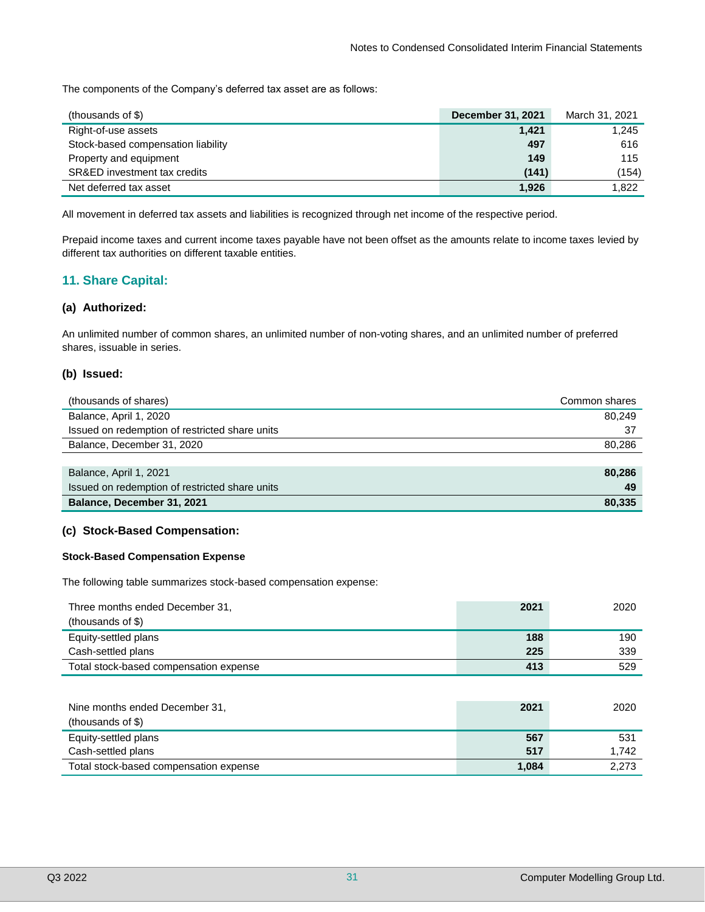The components of the Company's deferred tax asset are as follows:

| (thousands of $) | December 31, 2021 | March 31, 2021 |
|---|---|---|
| Right-of-use assets | **1,421** | 1,245 |
| Stock-based compensation liability | **497** | 616 |
| Property and equipment | **149** | 115 |
| SR&ED investment tax credits | **(141)** | (154) |
| Net deferred tax asset | **1,926** | 1,822 |

All movement in deferred tax assets and liabilities is recognized through net income of the respective period.

Prepaid income taxes and current income taxes payable have not been offset as the amounts relate to income taxes levied by different tax authorities on different taxable entities.

## 11. Share Capital:

### (a) Authorized:

An unlimited number of common shares, an unlimited number of non-voting shares, and an unlimited number of preferred shares, issuable in series.

### (b) Issued:

| (thousands of shares) | Common shares |
|---|---|
| Balance, April 1, 2020 | 80,249 |
| Issued on redemption of restricted share units | 37 |
| Balance, December 31, 2020 | 80,286 |
| | |
| Balance, April 1, 2021 | **80,286** |
| Issued on redemption of restricted share units | **49** |
| **Balance, December 31, 2021** | **80,335** |

### (c) Stock-Based Compensation:

**Stock-Based Compensation Expense**

The following table summarizes stock-based compensation expense:

| Three months ended December 31, (thousands of $) | 2021 | 2020 |
|---|---|---|
| Equity-settled plans | **188** | 190 |
| Cash-settled plans | **225** | 339 |
| Total stock-based compensation expense | **413** | 529 |

| Nine months ended December 31, (thousands of $) | 2021 | 2020 |
|---|---|---|
| Equity-settled plans | **567** | 531 |
| Cash-settled plans | **517** | 1,742 |
| Total stock-based compensation expense | **1,084** | 2,273 |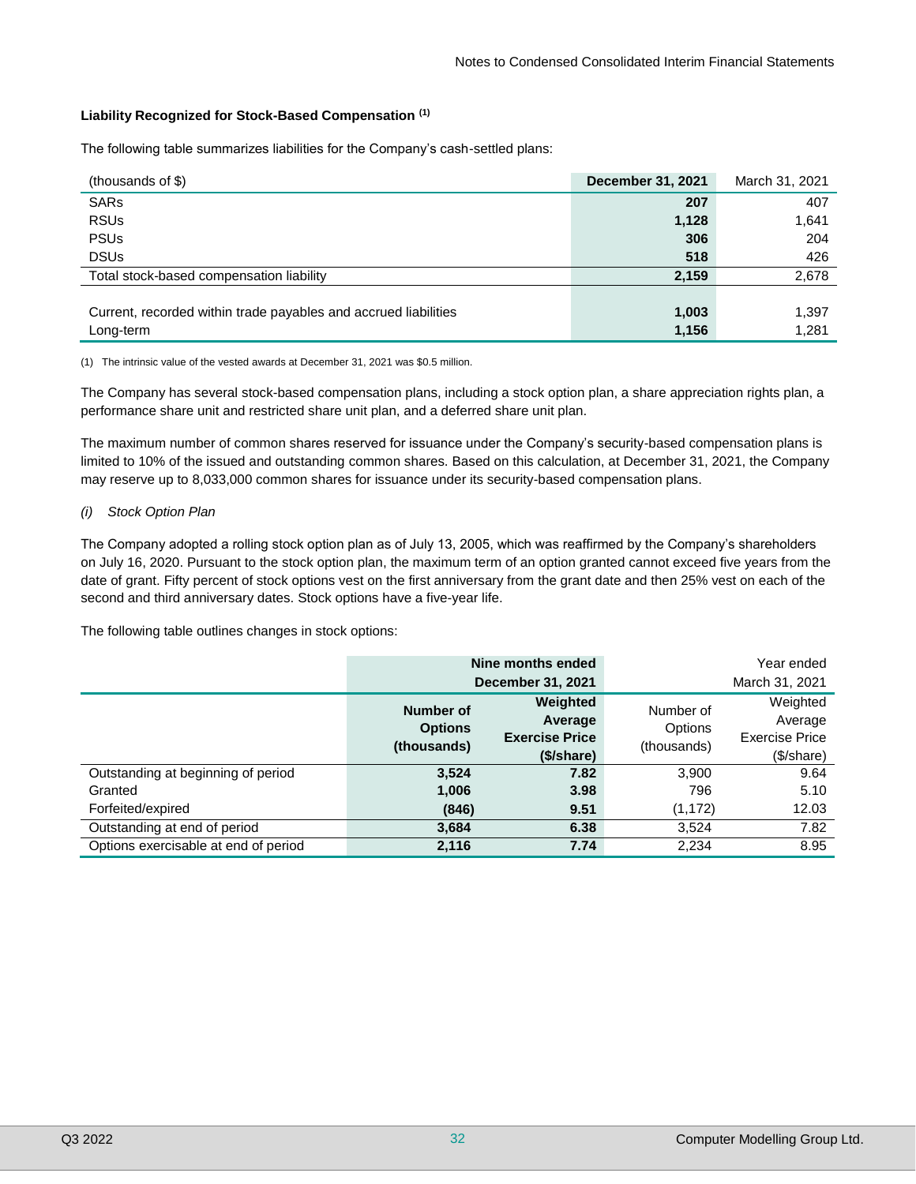### Liability Recognized for Stock-Based Compensation [(1)]

The following table summarizes liabilities for the Company's cash-settled plans:

| (thousands of $) | **December 31, 2021** | March 31, 2021 |
|---|---|---|
| SARs | **207** | 407 |
| RSUs | **1,128** | 1,641 |
| PSUs | **306** | 204 |
| DSUs | **518** | 426 |
| Total stock-based compensation liability | **2,159** | 2,678 |
| | | |
| Current, recorded within trade payables and accrued liabilities | **1,003** | 1,397 |
| Long-term | **1,156** | 1,281 |

(1) The intrinsic value of the vested awards at December 31, 2021 was $0.5 million.

The Company has several stock-based compensation plans, including a stock option plan, a share appreciation rights plan, a performance share unit and restricted share unit plan, and a deferred share unit plan.

The maximum number of common shares reserved for issuance under the Company's security-based compensation plans is limited to 10% of the issued and outstanding common shares. Based on this calculation, at December 31, 2021, the Company may reserve up to 8,033,000 common shares for issuance under its security-based compensation plans.

*(i) Stock Option Plan*

The Company adopted a rolling stock option plan as of July 13, 2005, which was reaffirmed by the Company's shareholders on July 16, 2020. Pursuant to the stock option plan, the maximum term of an option granted cannot exceed five years from the date of grant. Fifty percent of stock options vest on the first anniversary from the grant date and then 25% vest on each of the second and third anniversary dates. Stock options have a five-year life.

The following table outlines changes in stock options:

| | **Nine months ended December 31, 2021** | | Year ended March 31, 2021 | |
|---|---|---|---|---|
| | **Number of Options (thousands)** | **Weighted Average Exercise Price ($/share)** | Number of Options (thousands) | Weighted Average Exercise Price ($/share) |
| Outstanding at beginning of period | **3,524** | **7.82** | 3,900 | 9.64 |
| Granted | **1,006** | **3.98** | 796 | 5.10 |
| Forfeited/expired | **(846)** | **9.51** | (1,172) | 12.03 |
| Outstanding at end of period | **3,684** | **6.38** | 3,524 | 7.82 |
| Options exercisable at end of period | **2,116** | **7.74** | 2,234 | 8.95 |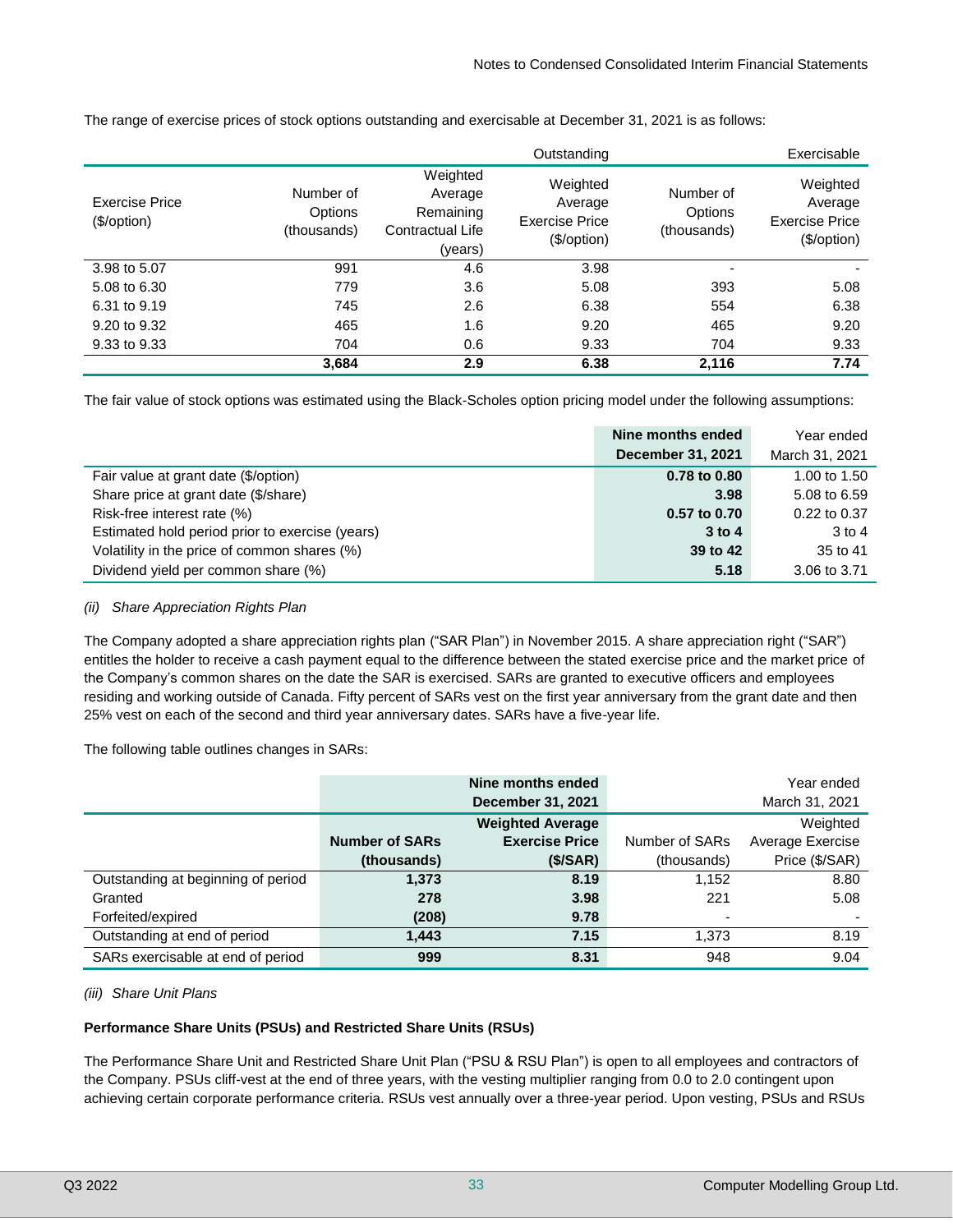The range of exercise prices of stock options outstanding and exercisable at December 31, 2021 is as follows:

| | Outstanding | | | Exercisable | |
|---|---|---|---|---|---|
| Exercise Price ($/option) | Number of Options (thousands) | Weighted Average Remaining Contractual Life (years) | Weighted Average Exercise Price ($/option) | Number of Options (thousands) | Weighted Average Exercise Price ($/option) |
| 3.98 to 5.07 | 991 | 4.6 | 3.98 | - | - |
| 5.08 to 6.30 | 779 | 3.6 | 5.08 | 393 | 5.08 |
| 6.31 to 9.19 | 745 | 2.6 | 6.38 | 554 | 6.38 |
| 9.20 to 9.32 | 465 | 1.6 | 9.20 | 465 | 9.20 |
| 9.33 to 9.33 | 704 | 0.6 | 9.33 | 704 | 9.33 |
| | **3,684** | **2.9** | **6.38** | **2,116** | **7.74** |

The fair value of stock options was estimated using the Black-Scholes option pricing model under the following assumptions:

| | **Nine months ended December 31, 2021** | Year ended March 31, 2021 |
|---|---|---|
| Fair value at grant date ($/option) | **0.78 to 0.80** | 1.00 to 1.50 |
| Share price at grant date ($/share) | **3.98** | 5.08 to 6.59 |
| Risk-free interest rate (%) | **0.57 to 0.70** | 0.22 to 0.37 |
| Estimated hold period prior to exercise (years) | **3 to 4** | 3 to 4 |
| Volatility in the price of common shares (%) | **39 to 42** | 35 to 41 |
| Dividend yield per common share (%) | **5.18** | 3.06 to 3.71 |

*(ii) Share Appreciation Rights Plan*

The Company adopted a share appreciation rights plan ("SAR Plan") in November 2015. A share appreciation right ("SAR") entitles the holder to receive a cash payment equal to the difference between the stated exercise price and the market price of the Company's common shares on the date the SAR is exercised. SARs are granted to executive officers and employees residing and working outside of Canada. Fifty percent of SARs vest on the first year anniversary from the grant date and then 25% vest on each of the second and third year anniversary dates. SARs have a five-year life.

The following table outlines changes in SARs:

| | **Nine months ended December 31, 2021** | | Year ended March 31, 2021 | |
|---|---|---|---|---|
| | **Number of SARs (thousands)** | **Weighted Average Exercise Price ($/SAR)** | Number of SARs (thousands) | Weighted Average Exercise Price ($/SAR) |
| Outstanding at beginning of period | **1,373** | **8.19** | 1,152 | 8.80 |
| Granted | **278** | **3.98** | 221 | 5.08 |
| Forfeited/expired | **(208)** | **9.78** | - | - |
| Outstanding at end of period | **1,443** | **7.15** | 1,373 | 8.19 |
| SARs exercisable at end of period | **999** | **8.31** | 948 | 9.04 |

*(iii) Share Unit Plans*

**Performance Share Units (PSUs) and Restricted Share Units (RSUs)**

The Performance Share Unit and Restricted Share Unit Plan ("PSU & RSU Plan") is open to all employees and contractors of the Company. PSUs cliff-vest at the end of three years, with the vesting multiplier ranging from 0.0 to 2.0 contingent upon achieving certain corporate performance criteria. RSUs vest annually over a three-year period. Upon vesting, PSUs and RSUs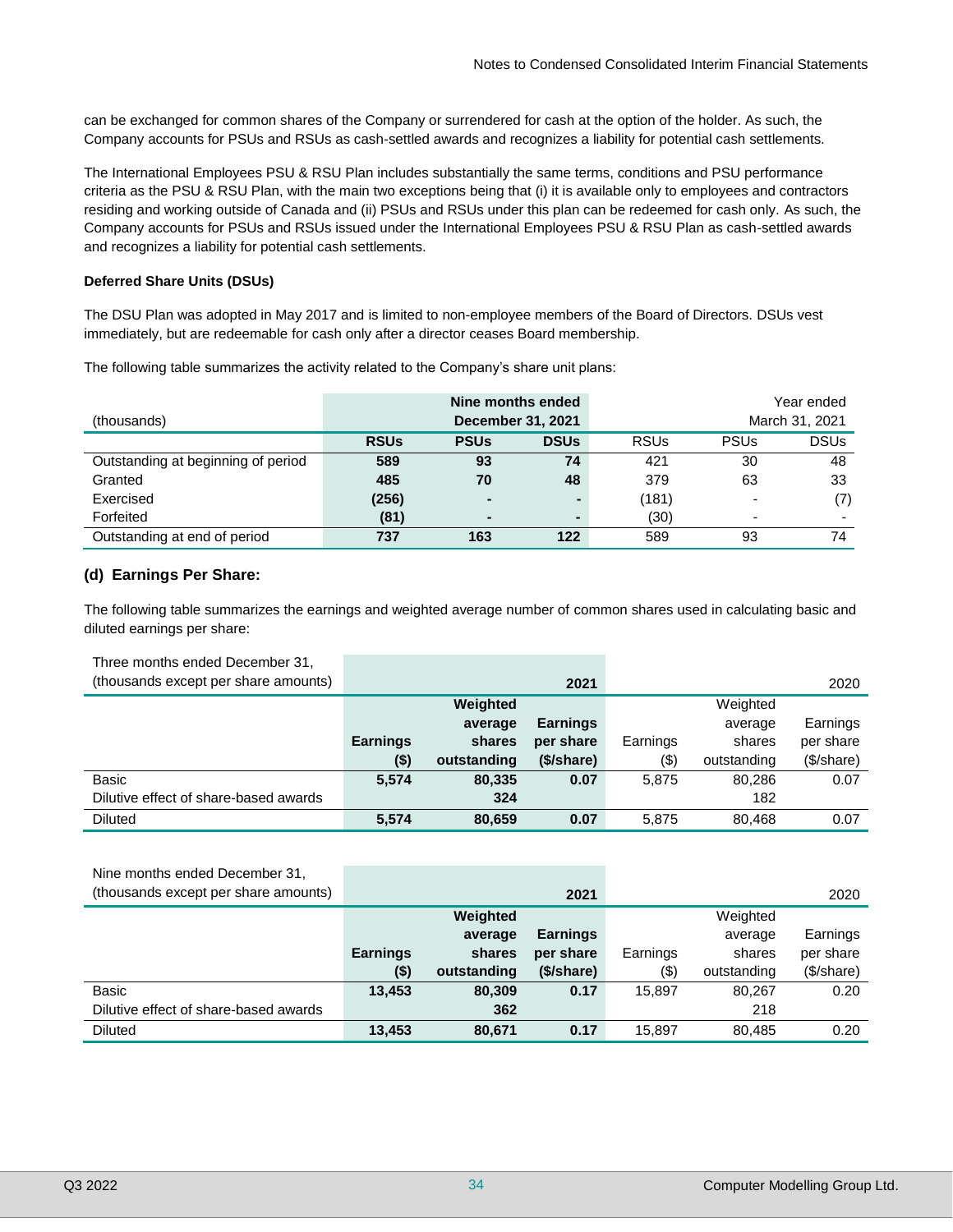can be exchanged for common shares of the Company or surrendered for cash at the option of the holder. As such, the Company accounts for PSUs and RSUs as cash-settled awards and recognizes a liability for potential cash settlements.

The International Employees PSU & RSU Plan includes substantially the same terms, conditions and PSU performance criteria as the PSU & RSU Plan, with the main two exceptions being that (i) it is available only to employees and contractors residing and working outside of Canada and (ii) PSUs and RSUs under this plan can be redeemed for cash only. As such, the Company accounts for PSUs and RSUs issued under the International Employees PSU & RSU Plan as cash-settled awards and recognizes a liability for potential cash settlements.

**Deferred Share Units (DSUs)**

The DSU Plan was adopted in May 2017 and is limited to non-employee members of the Board of Directors. DSUs vest immediately, but are redeemable for cash only after a director ceases Board membership.

The following table summarizes the activity related to the Company's share unit plans:

| (thousands) | **Nine months ended December 31, 2021** | | | Year ended March 31, 2021 | | |
|---|---|---|---|---|---|---|
| | **RSUs** | **PSUs** | **DSUs** | RSUs | PSUs | DSUs |
| Outstanding at beginning of period | **589** | **93** | **74** | 421 | 30 | 48 |
| Granted | **485** | **70** | **48** | 379 | 63 | 33 |
| Exercised | **(256)** | **-** | **-** | (181) | - | (7) |
| Forfeited | **(81)** | **-** | **-** | (30) | - | - |
| Outstanding at end of period | **737** | **163** | **122** | 589 | 93 | 74 |

## (d) Earnings Per Share:

The following table summarizes the earnings and weighted average number of common shares used in calculating basic and diluted earnings per share:

| Three months ended December 31, (thousands except per share amounts) | | **2021** | | | 2020 | |
|---|---|---|---|---|---|---|
| | **Earnings ($)** | **Weighted average shares outstanding** | **Earnings per share ($/share)** | Earnings ($) | Weighted average shares outstanding | Earnings per share ($/share) |
| Basic | **5,574** | **80,335** | **0.07** | 5,875 | 80,286 | 0.07 |
| Dilutive effect of share-based awards | | **324** | | | 182 | |
| Diluted | **5,574** | **80,659** | **0.07** | 5,875 | 80,468 | 0.07 |

| Nine months ended December 31, (thousands except per share amounts) | | **2021** | | | 2020 | |
|---|---|---|---|---|---|---|
| | **Earnings ($)** | **Weighted average shares outstanding** | **Earnings per share ($/share)** | Earnings ($) | Weighted average shares outstanding | Earnings per share ($/share) |
| Basic | **13,453** | **80,309** | **0.17** | 15,897 | 80,267 | 0.20 |
| Dilutive effect of share-based awards | | **362** | | | 218 | |
| Diluted | **13,453** | **80,671** | **0.17** | 15,897 | 80,485 | 0.20 |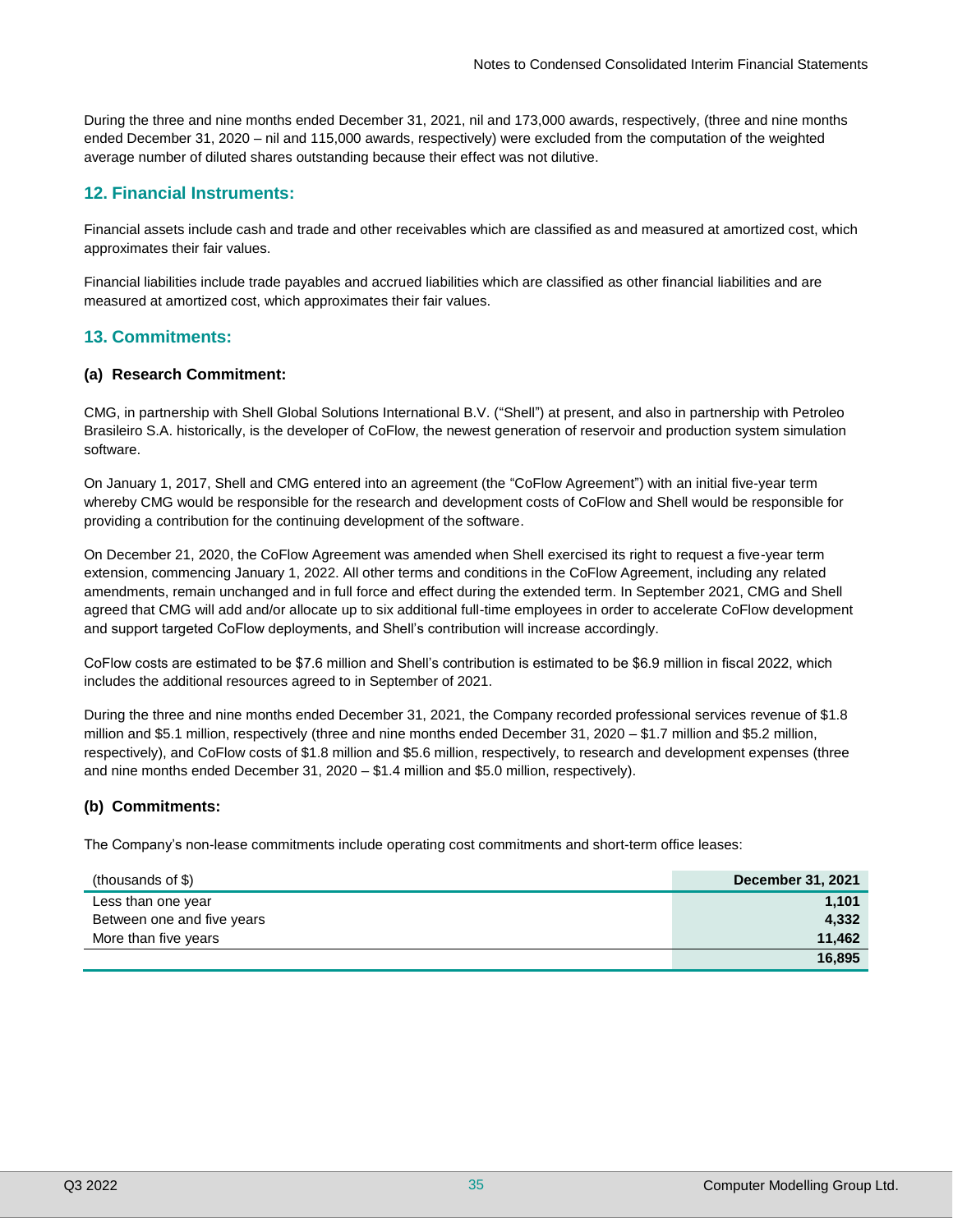During the three and nine months ended December 31, 2021, nil and 173,000 awards, respectively, (three and nine months ended December 31, 2020 – nil and 115,000 awards, respectively) were excluded from the computation of the weighted average number of diluted shares outstanding because their effect was not dilutive.

## 12. Financial Instruments:

Financial assets include cash and trade and other receivables which are classified as and measured at amortized cost, which approximates their fair values.

Financial liabilities include trade payables and accrued liabilities which are classified as other financial liabilities and are measured at amortized cost, which approximates their fair values.

## 13. Commitments:

### (a) Research Commitment:

CMG, in partnership with Shell Global Solutions International B.V. ("Shell") at present, and also in partnership with Petroleo Brasileiro S.A. historically, is the developer of CoFlow, the newest generation of reservoir and production system simulation software.

On January 1, 2017, Shell and CMG entered into an agreement (the "CoFlow Agreement") with an initial five-year term whereby CMG would be responsible for the research and development costs of CoFlow and Shell would be responsible for providing a contribution for the continuing development of the software.

On December 21, 2020, the CoFlow Agreement was amended when Shell exercised its right to request a five-year term extension, commencing January 1, 2022. All other terms and conditions in the CoFlow Agreement, including any related amendments, remain unchanged and in full force and effect during the extended term. In September 2021, CMG and Shell agreed that CMG will add and/or allocate up to six additional full-time employees in order to accelerate CoFlow development and support targeted CoFlow deployments, and Shell's contribution will increase accordingly.

CoFlow costs are estimated to be $7.6 million and Shell's contribution is estimated to be $6.9 million in fiscal 2022, which includes the additional resources agreed to in September of 2021.

During the three and nine months ended December 31, 2021, the Company recorded professional services revenue of $1.8 million and $5.1 million, respectively (three and nine months ended December 31, 2020 – $1.7 million and $5.2 million, respectively), and CoFlow costs of $1.8 million and $5.6 million, respectively, to research and development expenses (three and nine months ended December 31, 2020 – $1.4 million and $5.0 million, respectively).

### (b) Commitments:

The Company's non-lease commitments include operating cost commitments and short-term office leases:

| (thousands of $) | December 31, 2021 |
|---|---|
| Less than one year | 1,101 |
| Between one and five years | 4,332 |
| More than five years | 11,462 |
| | 16,895 |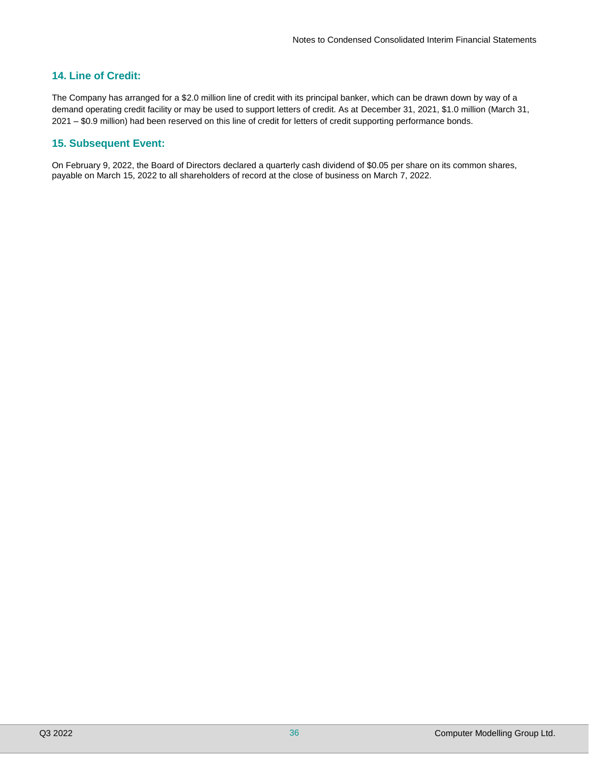## 14. Line of Credit:

The Company has arranged for a $2.0 million line of credit with its principal banker, which can be drawn down by way of a demand operating credit facility or may be used to support letters of credit. As at December 31, 2021, $1.0 million (March 31, 2021 – $0.9 million) had been reserved on this line of credit for letters of credit supporting performance bonds.

## 15. Subsequent Event:

On February 9, 2022, the Board of Directors declared a quarterly cash dividend of $0.05 per share on its common shares, payable on March 15, 2022 to all shareholders of record at the close of business on March 7, 2022.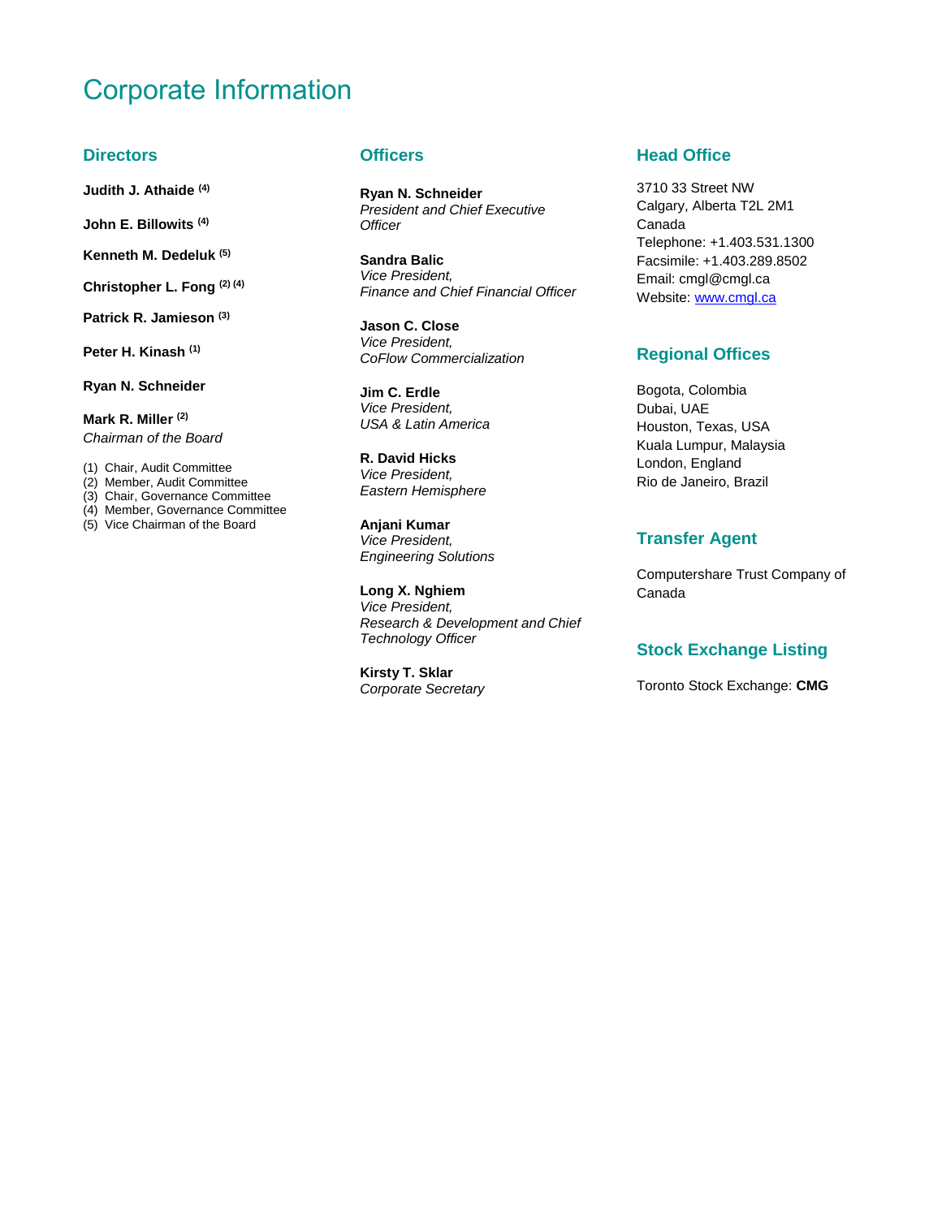# Corporate Information

## Directors

**Judith J. Athaide** [(4)]

**John E. Billowits** [(4)]

**Kenneth M. Dedeluk** [(5)]

**Christopher L. Fong** [(2) (4)]

**Patrick R. Jamieson** [(3)]

**Peter H. Kinash** [(1)]

**Ryan N. Schneider**

**Mark R. Miller** [(2)]
*Chairman of the Board*

(1) Chair, Audit Committee
(2) Member, Audit Committee
(3) Chair, Governance Committee
(4) Member, Governance Committee
(5) Vice Chairman of the Board

## Officers

**Ryan N. Schneider**
*President and Chief Executive Officer*

**Sandra Balic**
*Vice President,*
*Finance and Chief Financial Officer*

**Jason C. Close**
*Vice President,*
*CoFlow Commercialization*

**Jim C. Erdle**
*Vice President,*
*USA & Latin America*

**R. David Hicks**
*Vice President,*
*Eastern Hemisphere*

**Anjani Kumar**
*Vice President,*
*Engineering Solutions*

**Long X. Nghiem**
*Vice President,*
*Research & Development and Chief Technology Officer*

**Kirsty T. Sklar**
*Corporate Secretary*

## Head Office

3710 33 Street NW
Calgary, Alberta T2L 2M1
Canada
Telephone: +1.403.531.1300
Facsimile: +1.403.289.8502
Email: cmgl@cmgl.ca
Website: www.cmgl.ca

## Regional Offices

Bogota, Colombia
Dubai, UAE
Houston, Texas, USA
Kuala Lumpur, Malaysia
London, England
Rio de Janeiro, Brazil

## Transfer Agent

Computershare Trust Company of Canada

## Stock Exchange Listing

Toronto Stock Exchange: **CMG**